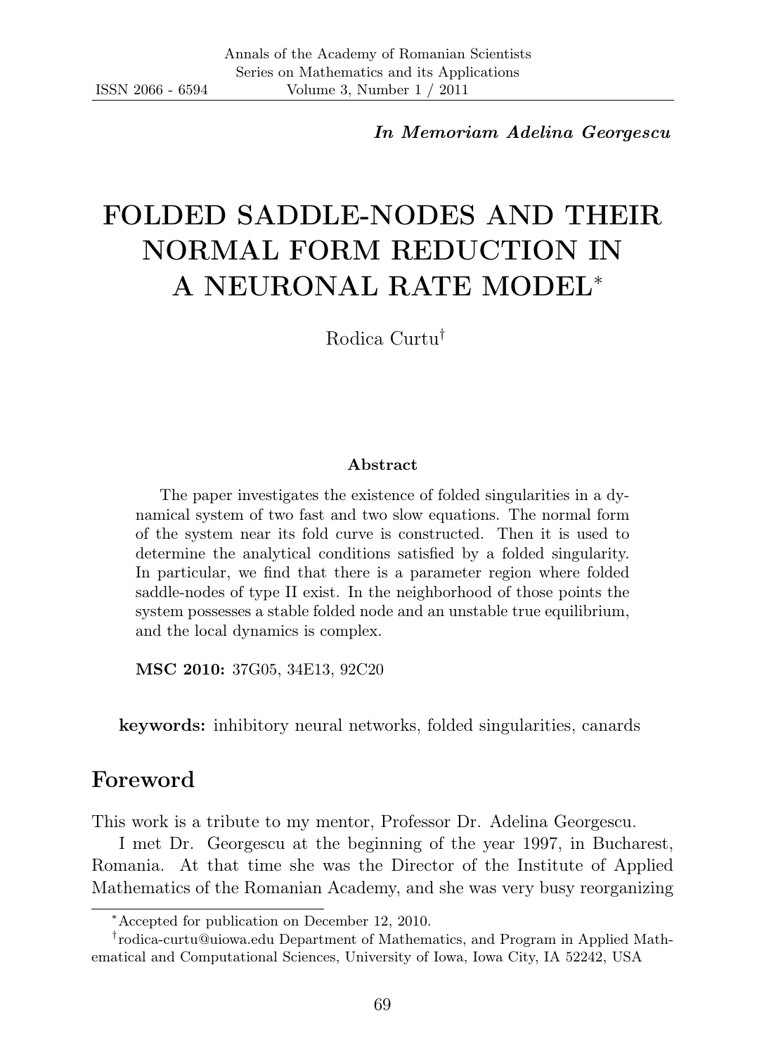*In Memoriam Adelina Georgescu*

# FOLDED SADDLE-NODES AND THEIR NORMAL FORM REDUCTION IN A NEURONAL RATE MODEL[*]

Rodica Curtu[†]

### Abstract

The paper investigates the existence of folded singularities in a dynamical system of two fast and two slow equations. The normal form of the system near its fold curve is constructed. Then it is used to determine the analytical conditions satisfied by a folded singularity. In particular, we find that there is a parameter region where folded saddle-nodes of type II exist. In the neighborhood of those points the system possesses a stable folded node and an unstable true equilibrium, and the local dynamics is complex.

**MSC 2010:** 37G05, 34E13, 92C20

**keywords:** inhibitory neural networks, folded singularities, canards

## Foreword

This work is a tribute to my mentor, Professor Dr. Adelina Georgescu.

I met Dr. Georgescu at the beginning of the year 1997, in Bucharest, Romania. At that time she was the Director of the Institute of Applied Mathematics of the Romanian Academy, and she was very busy reorganizing

---

[*]Accepted for publication on December 12, 2010.

[†]rodica-curtu@uiowa.edu Department of Mathematics, and Program in Applied Mathematical and Computational Sciences, University of Iowa, Iowa City, IA 52242, USA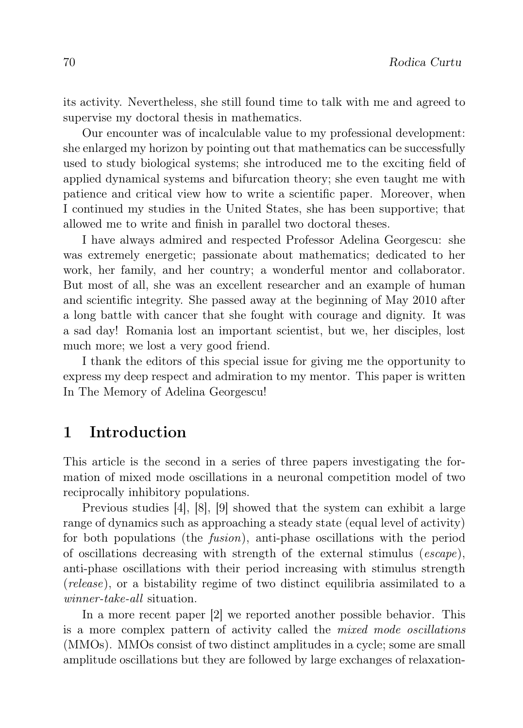its activity. Nevertheless, she still found time to talk with me and agreed to supervise my doctoral thesis in mathematics.

Our encounter was of incalculable value to my professional development: she enlarged my horizon by pointing out that mathematics can be successfully used to study biological systems; she introduced me to the exciting field of applied dynamical systems and bifurcation theory; she even taught me with patience and critical view how to write a scientific paper. Moreover, when I continued my studies in the United States, she has been supportive; that allowed me to write and finish in parallel two doctoral theses.

I have always admired and respected Professor Adelina Georgescu: she was extremely energetic; passionate about mathematics; dedicated to her work, her family, and her country; a wonderful mentor and collaborator. But most of all, she was an excellent researcher and an example of human and scientific integrity. She passed away at the beginning of May 2010 after a long battle with cancer that she fought with courage and dignity. It was a sad day! Romania lost an important scientist, but we, her disciples, lost much more; we lost a very good friend.

I thank the editors of this special issue for giving me the opportunity to express my deep respect and admiration to my mentor. This paper is written In The Memory of Adelina Georgescu!

## 1 Introduction

This article is the second in a series of three papers investigating the formation of mixed mode oscillations in a neuronal competition model of two reciprocally inhibitory populations.

Previous studies [4], [8], [9] showed that the system can exhibit a large range of dynamics such as approaching a steady state (equal level of activity) for both populations (the *fusion*), anti-phase oscillations with the period of oscillations decreasing with strength of the external stimulus (*escape*), anti-phase oscillations with their period increasing with stimulus strength (*release*), or a bistability regime of two distinct equilibria assimilated to a *winner-take-all* situation.

In a more recent paper [2] we reported another possible behavior. This is a more complex pattern of activity called the *mixed mode oscillations* (MMOs). MMOs consist of two distinct amplitudes in a cycle; some are small amplitude oscillations but they are followed by large exchanges of relaxation-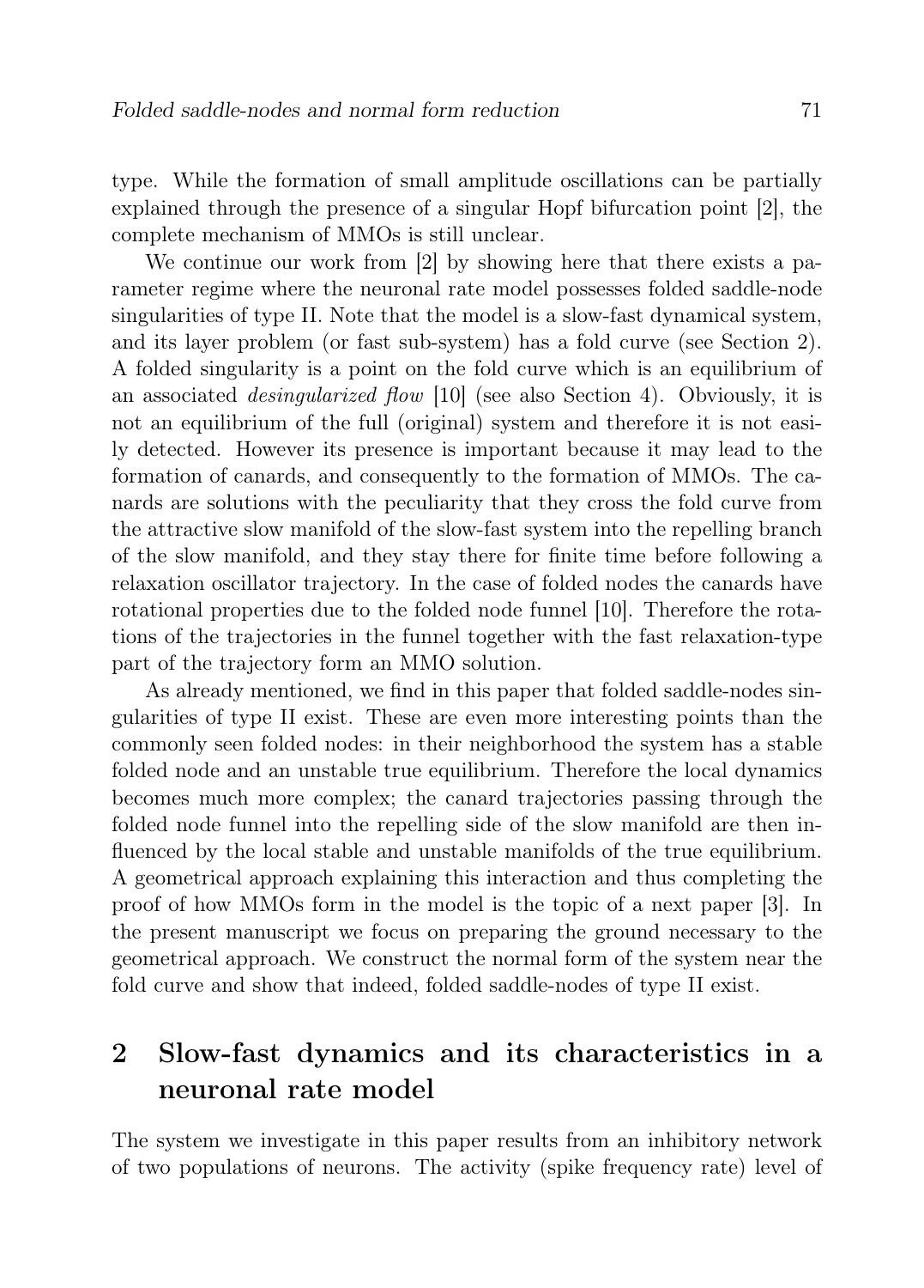type. While the formation of small amplitude oscillations can be partially explained through the presence of a singular Hopf bifurcation point [2], the complete mechanism of MMOs is still unclear.

We continue our work from [2] by showing here that there exists a parameter regime where the neuronal rate model possesses folded saddle-node singularities of type II. Note that the model is a slow-fast dynamical system, and its layer problem (or fast sub-system) has a fold curve (see Section 2). A folded singularity is a point on the fold curve which is an equilibrium of an associated *desingularized flow* [10] (see also Section 4). Obviously, it is not an equilibrium of the full (original) system and therefore it is not easily detected. However its presence is important because it may lead to the formation of canards, and consequently to the formation of MMOs. The canards are solutions with the peculiarity that they cross the fold curve from the attractive slow manifold of the slow-fast system into the repelling branch of the slow manifold, and they stay there for finite time before following a relaxation oscillator trajectory. In the case of folded nodes the canards have rotational properties due to the folded node funnel [10]. Therefore the rotations of the trajectories in the funnel together with the fast relaxation-type part of the trajectory form an MMO solution.

As already mentioned, we find in this paper that folded saddle-nodes singularities of type II exist. These are even more interesting points than the commonly seen folded nodes: in their neighborhood the system has a stable folded node and an unstable true equilibrium. Therefore the local dynamics becomes much more complex; the canard trajectories passing through the folded node funnel into the repelling side of the slow manifold are then influenced by the local stable and unstable manifolds of the true equilibrium. A geometrical approach explaining this interaction and thus completing the proof of how MMOs form in the model is the topic of a next paper [3]. In the present manuscript we focus on preparing the ground necessary to the geometrical approach. We construct the normal form of the system near the fold curve and show that indeed, folded saddle-nodes of type II exist.

## 2 Slow-fast dynamics and its characteristics in a neuronal rate model

The system we investigate in this paper results from an inhibitory network of two populations of neurons. The activity (spike frequency rate) level of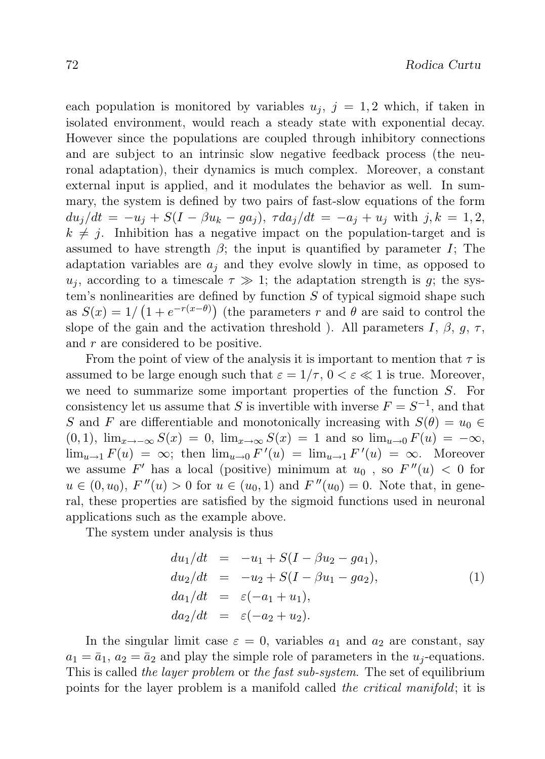each population is monitored by variables $u_j$, $j = 1, 2$ which, if taken in isolated environment, would reach a steady state with exponential decay. However since the populations are coupled through inhibitory connections and are subject to an intrinsic slow negative feedback process (the neuronal adaptation), their dynamics is much complex. Moreover, a constant external input is applied, and it modulates the behavior as well. In summary, the system is defined by two pairs of fast-slow equations of the form $du_j/dt = -u_j + S(I - \beta u_k - g a_j)$, $\tau da_j/dt = -a_j + u_j$ with $j, k = 1, 2$, $k \neq j$. Inhibition has a negative impact on the population-target and is assumed to have strength $\beta$; the input is quantified by parameter $I$; The adaptation variables are $a_j$ and they evolve slowly in time, as opposed to $u_j$, according to a timescale $\tau \gg 1$; the adaptation strength is $g$; the system's nonlinearities are defined by function $S$ of typical sigmoid shape such as $S(x) = 1/\left(1 + e^{-r(x-\theta)}\right)$ (the parameters $r$ and $\theta$ are said to control the slope of the gain and the activation threshold ). All parameters $I$, $\beta$, $g$, $\tau$, and $r$ are considered to be positive.

From the point of view of the analysis it is important to mention that $\tau$ is assumed to be large enough such that $\varepsilon = 1/\tau$, $0 < \varepsilon \ll 1$ is true. Moreover, we need to summarize some important properties of the function $S$. For consistency let us assume that $S$ is invertible with inverse $F = S^{-1}$, and that $S$ and $F$ are differentiable and monotonically increasing with $S(\theta) = u_0 \in (0, 1)$, $\lim_{x \to -\infty} S(x) = 0$, $\lim_{x \to \infty} S(x) = 1$ and so $\lim_{u \to 0} F(u) = -\infty$, $\lim_{u \to 1} F(u) = \infty$; then $\lim_{u \to 0} F'(u) = \lim_{u \to 1} F'(u) = \infty$. Moreover we assume $F'$ has a local (positive) minimum at $u_0$ , so $F''(u) < 0$ for $u \in (0, u_0)$, $F''(u) > 0$ for $u \in (u_0, 1)$ and $F''(u_0) = 0$. Note that, in general, these properties are satisfied by the sigmoid functions used in neuronal applications such as the example above.

The system under analysis is thus

$$
\begin{aligned}
du_1/dt &= -u_1 + S(I - \beta u_2 - g a_1), \\
du_2/dt &= -u_2 + S(I - \beta u_1 - g a_2), \\
da_1/dt &= \varepsilon(-a_1 + u_1), \\
da_2/dt &= \varepsilon(-a_2 + u_2).
\end{aligned}
\tag{1}
$$

In the singular limit case $\varepsilon = 0$, variables $a_1$ and $a_2$ are constant, say $a_1 = \bar{a}_1$, $a_2 = \bar{a}_2$ and play the simple role of parameters in the $u_j$-equations. This is called *the layer problem* or *the fast sub-system*. The set of equilibrium points for the layer problem is a manifold called *the critical manifold*; it is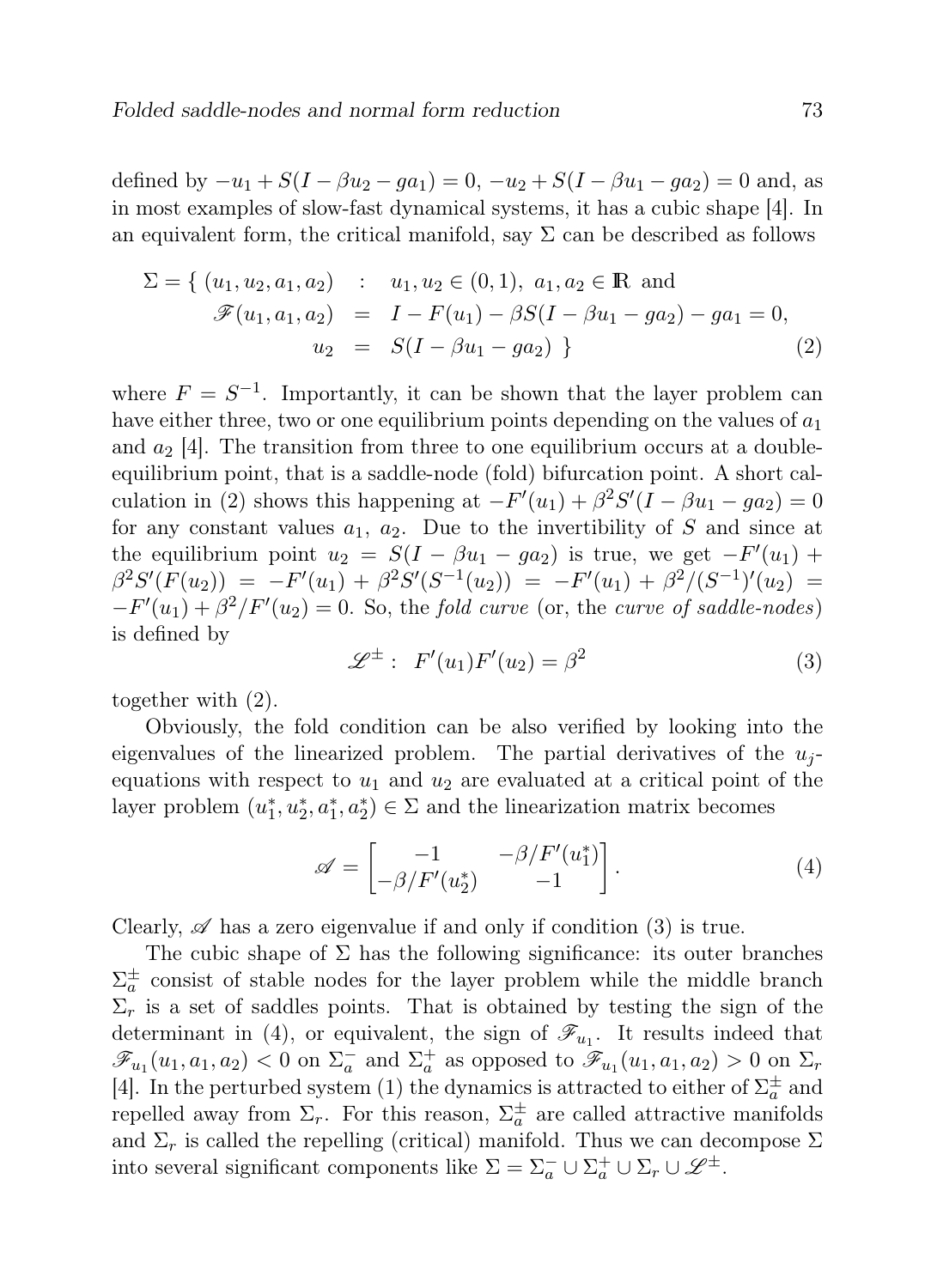defined by $-u_1 + S(I - \beta u_2 - ga_1) = 0$, $-u_2 + S(I - \beta u_1 - ga_2) = 0$ and, as in most examples of slow-fast dynamical systems, it has a cubic shape [4]. In an equivalent form, the critical manifold, say $\Sigma$ can be described as follows

$$
\begin{aligned}
\Sigma = \{ \; (u_1, u_2, a_1, a_2) \quad &: \quad u_1, u_2 \in (0,1), \; a_1, a_2 \in \mathbb{R} \text{ and} \\
\mathscr{F}(u_1, a_1, a_2) \quad &= \quad I - F(u_1) - \beta S(I - \beta u_1 - ga_2) - ga_1 = 0, \\
u_2 \quad &= \quad S(I - \beta u_1 - ga_2) \; \} 
\end{aligned}
\tag{2}
$$

where $F = S^{-1}$. Importantly, it can be shown that the layer problem can have either three, two or one equilibrium points depending on the values of $a_1$ and $a_2$ [4]. The transition from three to one equilibrium occurs at a double-equilibrium point, that is a saddle-node (fold) bifurcation point. A short calculation in (2) shows this happening at $-F'(u_1) + \beta^2 S'(I - \beta u_1 - ga_2) = 0$ for any constant values $a_1$, $a_2$. Due to the invertibility of $S$ and since at the equilibrium point $u_2 = S(I - \beta u_1 - ga_2)$ is true, we get $-F'(u_1) + \beta^2 S'(F(u_2)) = -F'(u_1) + \beta^2 S'(S^{-1}(u_2)) = -F'(u_1) + \beta^2/(S^{-1})'(u_2) = -F'(u_1) + \beta^2/F'(u_2) = 0$. So, the *fold curve* (or, the *curve of saddle-nodes*) is defined by

$$
\mathscr{L}^{\pm}: \; F'(u_1)F'(u_2) = \beta^2 \tag{3}
$$

together with (2).

Obviously, the fold condition can be also verified by looking into the eigenvalues of the linearized problem. The partial derivatives of the $u_j$-equations with respect to $u_1$ and $u_2$ are evaluated at a critical point of the layer problem $(u_1^*, u_2^*, a_1^*, a_2^*) \in \Sigma$ and the linearization matrix becomes

$$
\mathscr{A} = \begin{bmatrix} -1 & -\beta/F'(u_1^*) \\ -\beta/F'(u_2^*) & -1 \end{bmatrix}. \tag{4}
$$

Clearly, $\mathscr{A}$ has a zero eigenvalue if and only if condition (3) is true.

The cubic shape of $\Sigma$ has the following significance: its outer branches $\Sigma_a^{\pm}$ consist of stable nodes for the layer problem while the middle branch $\Sigma_r$ is a set of saddles points. That is obtained by testing the sign of the determinant in (4), or equivalent, the sign of $\mathscr{F}_{u_1}$. It results indeed that $\mathscr{F}_{u_1}(u_1, a_1, a_2) < 0$ on $\Sigma_a^-$ and $\Sigma_a^+$ as opposed to $\mathscr{F}_{u_1}(u_1, a_1, a_2) > 0$ on $\Sigma_r$ [4]. In the perturbed system (1) the dynamics is attracted to either of $\Sigma_a^{\pm}$ and repelled away from $\Sigma_r$. For this reason, $\Sigma_a^{\pm}$ are called attractive manifolds and $\Sigma_r$ is called the repelling (critical) manifold. Thus we can decompose $\Sigma$ into several significant components like $\Sigma = \Sigma_a^- \cup \Sigma_a^+ \cup \Sigma_r \cup \mathscr{L}^{\pm}$.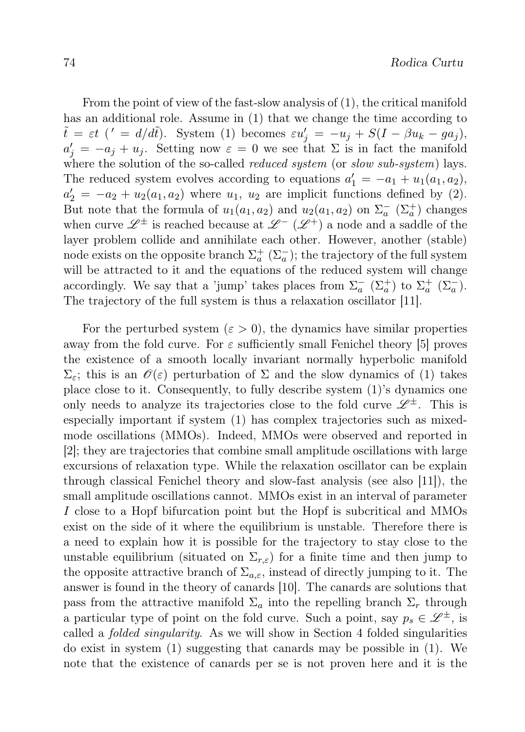From the point of view of the fast-slow analysis of (1), the critical manifold has an additional role. Assume in (1) that we change the time according to $\tilde{t} = \varepsilon t$ ($' = d/d\tilde{t}$). System (1) becomes $\varepsilon u_j' = -u_j + S(I - \beta u_k - g a_j)$, $a_j' = -a_j + u_j$. Setting now $\varepsilon = 0$ we see that $\Sigma$ is in fact the manifold where the solution of the so-called *reduced system* (or *slow sub-system*) lays. The reduced system evolves according to equations $a_1' = -a_1 + u_1(a_1, a_2)$, $a_2' = -a_2 + u_2(a_1, a_2)$ where $u_1$, $u_2$ are implicit functions defined by (2). But note that the formula of $u_1(a_1, a_2)$ and $u_2(a_1, a_2)$ on $\Sigma_a^-$ ($\Sigma_a^+$) changes when curve $\mathscr{L}^{\pm}$ is reached because at $\mathscr{L}^-$ ($\mathscr{L}^+$) a node and a saddle of the layer problem collide and annihilate each other. However, another (stable) node exists on the opposite branch $\Sigma_a^+$ ($\Sigma_a^-$); the trajectory of the full system will be attracted to it and the equations of the reduced system will change accordingly. We say that a 'jump' takes places from $\Sigma_a^-$ ($\Sigma_a^+$) to $\Sigma_a^+$ ($\Sigma_a^-$). The trajectory of the full system is thus a relaxation oscillator [11].

For the perturbed system ($\varepsilon > 0$), the dynamics have similar properties away from the fold curve. For $\varepsilon$ sufficiently small Fenichel theory [5] proves the existence of a smooth locally invariant normally hyperbolic manifold $\Sigma_\varepsilon$; this is an $\mathscr{O}(\varepsilon)$ perturbation of $\Sigma$ and the slow dynamics of (1) takes place close to it. Consequently, to fully describe system (1)'s dynamics one only needs to analyze its trajectories close to the fold curve $\mathscr{L}^{\pm}$. This is especially important if system (1) has complex trajectories such as mixed-mode oscillations (MMOs). Indeed, MMOs were observed and reported in [2]; they are trajectories that combine small amplitude oscillations with large excursions of relaxation type. While the relaxation oscillator can be explain through classical Fenichel theory and slow-fast analysis (see also [11]), the small amplitude oscillations cannot. MMOs exist in an interval of parameter $I$ close to a Hopf bifurcation point but the Hopf is subcritical and MMOs exist on the side of it where the equilibrium is unstable. Therefore there is a need to explain how it is possible for the trajectory to stay close to the unstable equilibrium (situated on $\Sigma_{r,\varepsilon}$) for a finite time and then jump to the opposite attractive branch of $\Sigma_{a,\varepsilon}$, instead of directly jumping to it. The answer is found in the theory of canards [10]. The canards are solutions that pass from the attractive manifold $\Sigma_a$ into the repelling branch $\Sigma_r$ through a particular type of point on the fold curve. Such a point, say $p_s \in \mathscr{L}^{\pm}$, is called a *folded singularity*. As we will show in Section 4 folded singularities do exist in system (1) suggesting that canards may be possible in (1). We note that the existence of canards per se is not proven here and it is the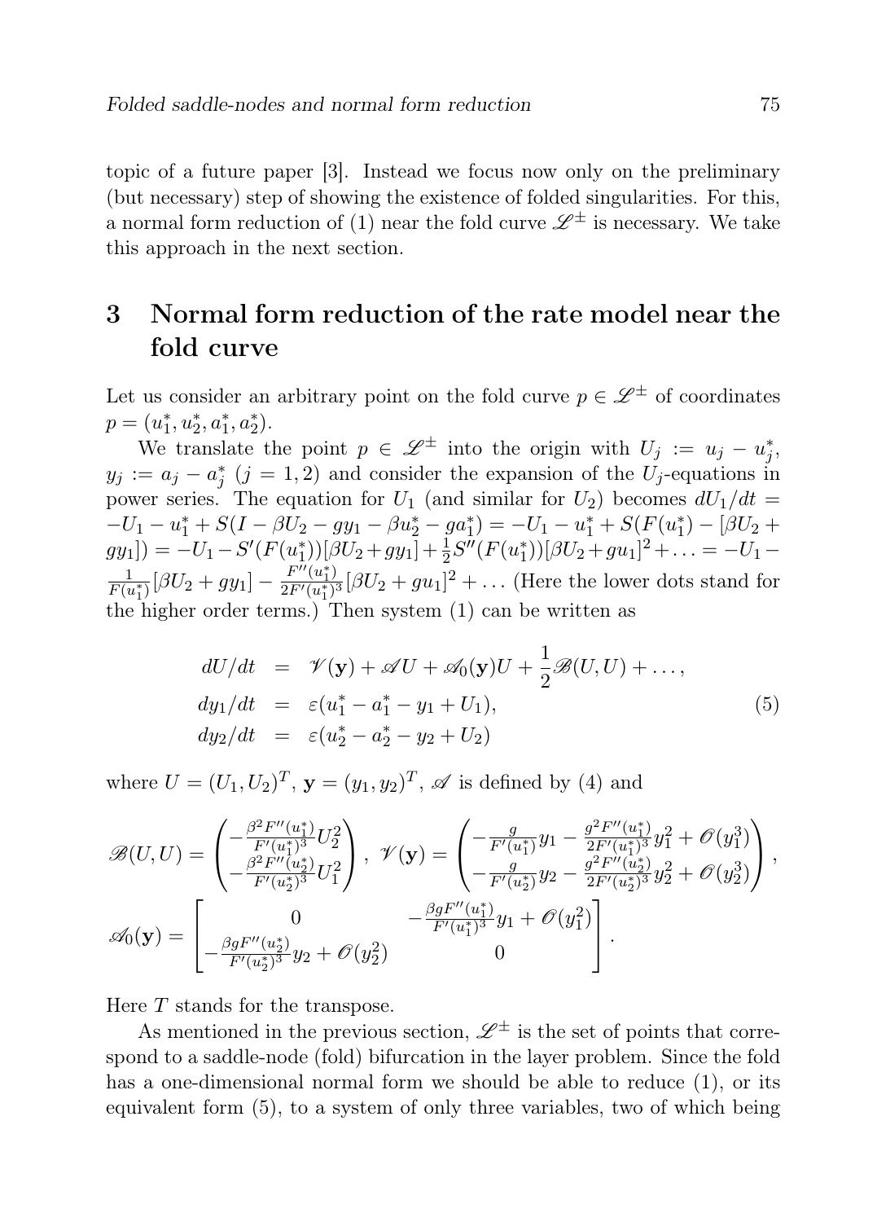topic of a future paper [3]. Instead we focus now only on the preliminary (but necessary) step of showing the existence of folded singularities. For this, a normal form reduction of (1) near the fold curve $\mathscr{L}^{\pm}$ is necessary. We take this approach in the next section.

## 3 Normal form reduction of the rate model near the fold curve

Let us consider an arbitrary point on the fold curve $p \in \mathscr{L}^{\pm}$ of coordinates $p = (u_1^*, u_2^*, a_1^*, a_2^*)$.

We translate the point $p \in \mathscr{L}^{\pm}$ into the origin with $U_j := u_j - u_j^*$, $y_j := a_j - a_j^*$ $(j = 1, 2)$ and consider the expansion of the $U_j$-equations in power series. The equation for $U_1$ (and similar for $U_2$) becomes $dU_1/dt = -U_1 - u_1^* + S(I - \beta U_2 - g y_1 - \beta u_2^* - g a_1^*) = -U_1 - u_1^* + S(F(u_1^*) - [\beta U_2 + g y_1]) = -U_1 - S'(F(u_1^*))[\beta U_2 + g y_1] + \frac{1}{2}S''(F(u_1^*))[\beta U_2 + g u_1]^2 + \ldots = -U_1 - \frac{1}{F(u_1^*)}[\beta U_2 + g y_1] - \frac{F''(u_1^*)}{2F'(u_1^*)^3}[\beta U_2 + g u_1]^2 + \ldots$ (Here the lower dots stand for the higher order terms.) Then system (1) can be written as

$$
\begin{aligned}
dU/dt &= \mathscr{V}(\mathbf{y}) + \mathscr{A}U + \mathscr{A}_0(\mathbf{y})U + \frac{1}{2}\mathscr{B}(U,U) + \ldots, \\
dy_1/dt &= \varepsilon(u_1^* - a_1^* - y_1 + U_1), \\
dy_2/dt &= \varepsilon(u_2^* - a_2^* - y_2 + U_2)
\end{aligned}
\tag{5}
$$

where $U = (U_1, U_2)^T$, $\mathbf{y} = (y_1, y_2)^T$, $\mathscr{A}$ is defined by (4) and

$$
\mathscr{B}(U,U) = \begin{pmatrix} -\frac{\beta^2 F''(u_1^*)}{F'(u_1^*)^3} U_2^2 \\ -\frac{\beta^2 F''(u_2^*)}{F'(u_2^*)^3} U_1^2 \end{pmatrix}, \; \mathscr{V}(\mathbf{y}) = \begin{pmatrix} -\frac{g}{F'(u_1^*)} y_1 - \frac{g^2 F''(u_1^*)}{2F'(u_1^*)^3} y_1^2 + \mathscr{O}(y_1^3) \\ -\frac{g}{F'(u_2^*)} y_2 - \frac{g^2 F''(u_2^*)}{2F'(u_2^*)^3} y_2^2 + \mathscr{O}(y_2^3) \end{pmatrix},
$$

$$
\mathscr{A}_0(\mathbf{y}) = \begin{bmatrix} 0 & -\frac{\beta g F''(u_1^*)}{F'(u_1^*)^3} y_1 + \mathscr{O}(y_1^2) \\ -\frac{\beta g F''(u_2^*)}{F'(u_2^*)^3} y_2 + \mathscr{O}(y_2^2) & 0 \end{bmatrix}.
$$

Here $T$ stands for the transpose.

As mentioned in the previous section, $\mathscr{L}^{\pm}$ is the set of points that correspond to a saddle-node (fold) bifurcation in the layer problem. Since the fold has a one-dimensional normal form we should be able to reduce (1), or its equivalent form (5), to a system of only three variables, two of which being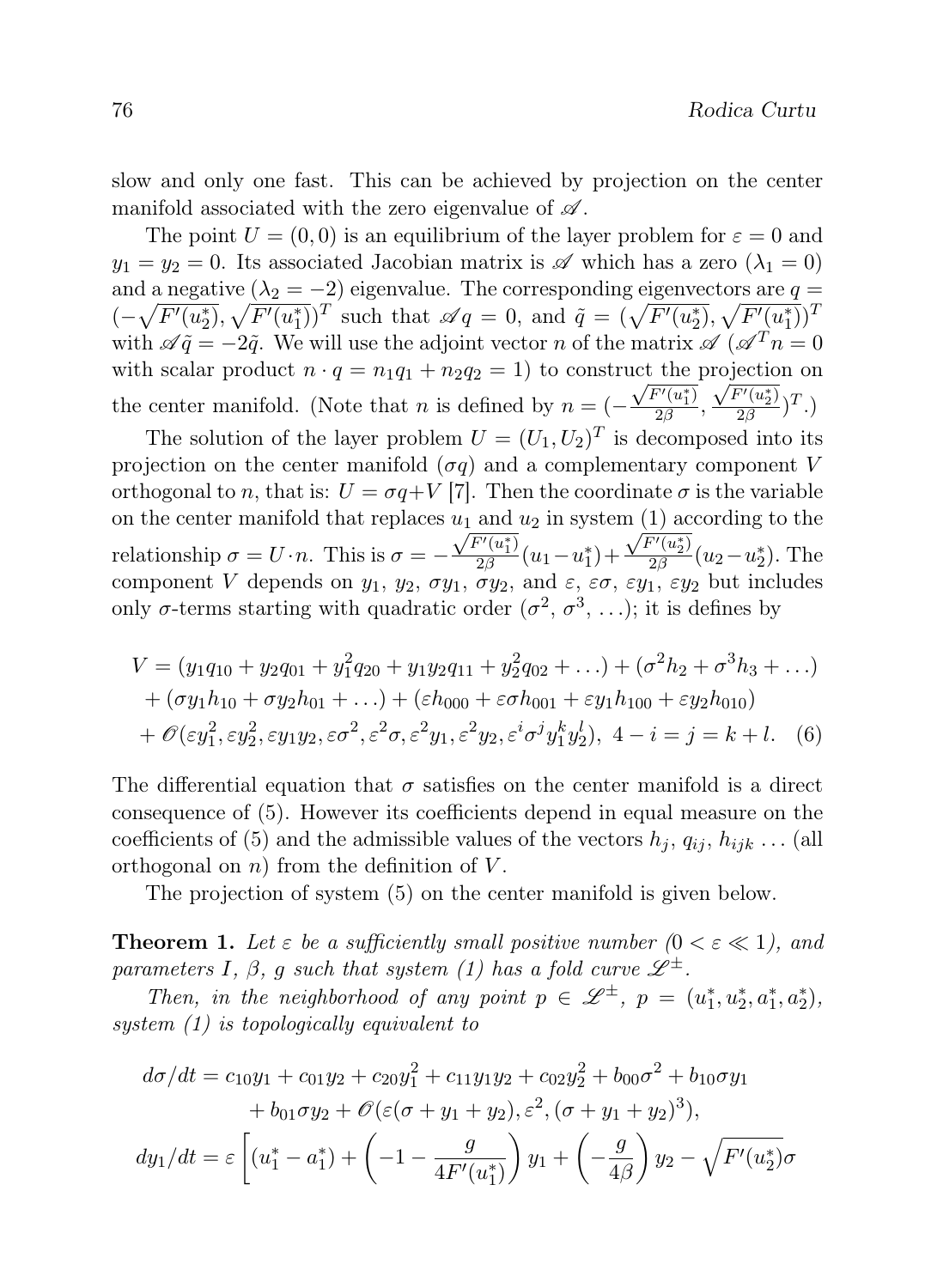slow and only one fast. This can be achieved by projection on the center manifold associated with the zero eigenvalue of $\mathscr{A}$.

The point $U = (0, 0)$ is an equilibrium of the layer problem for $\varepsilon = 0$ and $y_1 = y_2 = 0$. Its associated Jacobian matrix is $\mathscr{A}$ which has a zero ($\lambda_1 = 0$) and a negative ($\lambda_2 = -2$) eigenvalue. The corresponding eigenvectors are $q = (-\sqrt{F'(u_2^*)}, \sqrt{F'(u_1^*)})^T$ such that $\mathscr{A} q = 0$, and $\tilde{q} = (\sqrt{F'(u_2^*)}, \sqrt{F'(u_1^*)})^T$ with $\mathscr{A}\tilde{q} = -2\tilde{q}$. We will use the adjoint vector $n$ of the matrix $\mathscr{A}$ ($\mathscr{A}^T n = 0$ with scalar product $n \cdot q = n_1 q_1 + n_2 q_2 = 1$) to construct the projection on the center manifold. (Note that $n$ is defined by $n = (-\frac{\sqrt{F'(u_1^*)}}{2\beta}, \frac{\sqrt{F'(u_2^*)}}{2\beta})^T$.)

The solution of the layer problem $U = (U_1, U_2)^T$ is decomposed into its projection on the center manifold ($\sigma q$) and a complementary component $V$ orthogonal to $n$, that is: $U = \sigma q + V$ [7]. Then the coordinate $\sigma$ is the variable on the center manifold that replaces $u_1$ and $u_2$ in system (1) according to the relationship $\sigma = U \cdot n$. This is $\sigma = -\frac{\sqrt{F'(u_1^*)}}{2\beta}(u_1 - u_1^*) + \frac{\sqrt{F'(u_2^*)}}{2\beta}(u_2 - u_2^*)$. The component $V$ depends on $y_1$, $y_2$, $\sigma y_1$, $\sigma y_2$, and $\varepsilon$, $\varepsilon\sigma$, $\varepsilon y_1$, $\varepsilon y_2$ but includes only $\sigma$-terms starting with quadratic order ($\sigma^2$, $\sigma^3$, ...); it is defines by

$$
\begin{aligned}
V &= (y_1 q_{10} + y_2 q_{01} + y_1^2 q_{20} + y_1 y_2 q_{11} + y_2^2 q_{02} + \ldots) + (\sigma^2 h_2 + \sigma^3 h_3 + \ldots) \\
&+ (\sigma y_1 h_{10} + \sigma y_2 h_{01} + \ldots) + (\varepsilon h_{000} + \varepsilon\sigma h_{001} + \varepsilon y_1 h_{100} + \varepsilon y_2 h_{010}) \\
&+ \mathscr{O}(\varepsilon y_1^2, \varepsilon y_2^2, \varepsilon y_1 y_2, \varepsilon\sigma^2, \varepsilon^2\sigma, \varepsilon^2 y_1, \varepsilon^2 y_2, \varepsilon^i \sigma^j y_1^k y_2^l),\ 4 - i = j = k + l. \quad (6)
\end{aligned}
$$

The differential equation that $\sigma$ satisfies on the center manifold is a direct consequence of (5). However its coefficients depend in equal measure on the coefficients of (5) and the admissible values of the vectors $h_j$, $q_{ij}$, $h_{ijk}$ ... (all orthogonal on $n$) from the definition of $V$.

The projection of system (5) on the center manifold is given below.

**Theorem 1.** *Let $\varepsilon$ be a sufficiently small positive number ($0 < \varepsilon \ll 1$), and parameters $I$, $\beta$, $g$ such that system (1) has a fold curve $\mathscr{L}^\pm$.*

*Then, in the neighborhood of any point $p \in \mathscr{L}^\pm$, $p = (u_1^*, u_2^*, a_1^*, a_2^*)$, system (1) is topologically equivalent to*

$$
\begin{aligned}
d\sigma/dt &= c_{10} y_1 + c_{01} y_2 + c_{20} y_1^2 + c_{11} y_1 y_2 + c_{02} y_2^2 + b_{00}\sigma^2 + b_{10}\sigma y_1 \\
&+ b_{01}\sigma y_2 + \mathscr{O}(\varepsilon(\sigma + y_1 + y_2), \varepsilon^2, (\sigma + y_1 + y_2)^3), \\
dy_1/dt &= \varepsilon \left[ (u_1^* - a_1^*) + \left(-1 - \frac{g}{4F'(u_1^*)}\right) y_1 + \left(-\frac{g}{4\beta}\right) y_2 - \sqrt{F'(u_2^*)}\sigma \right.
\end{aligned}
$$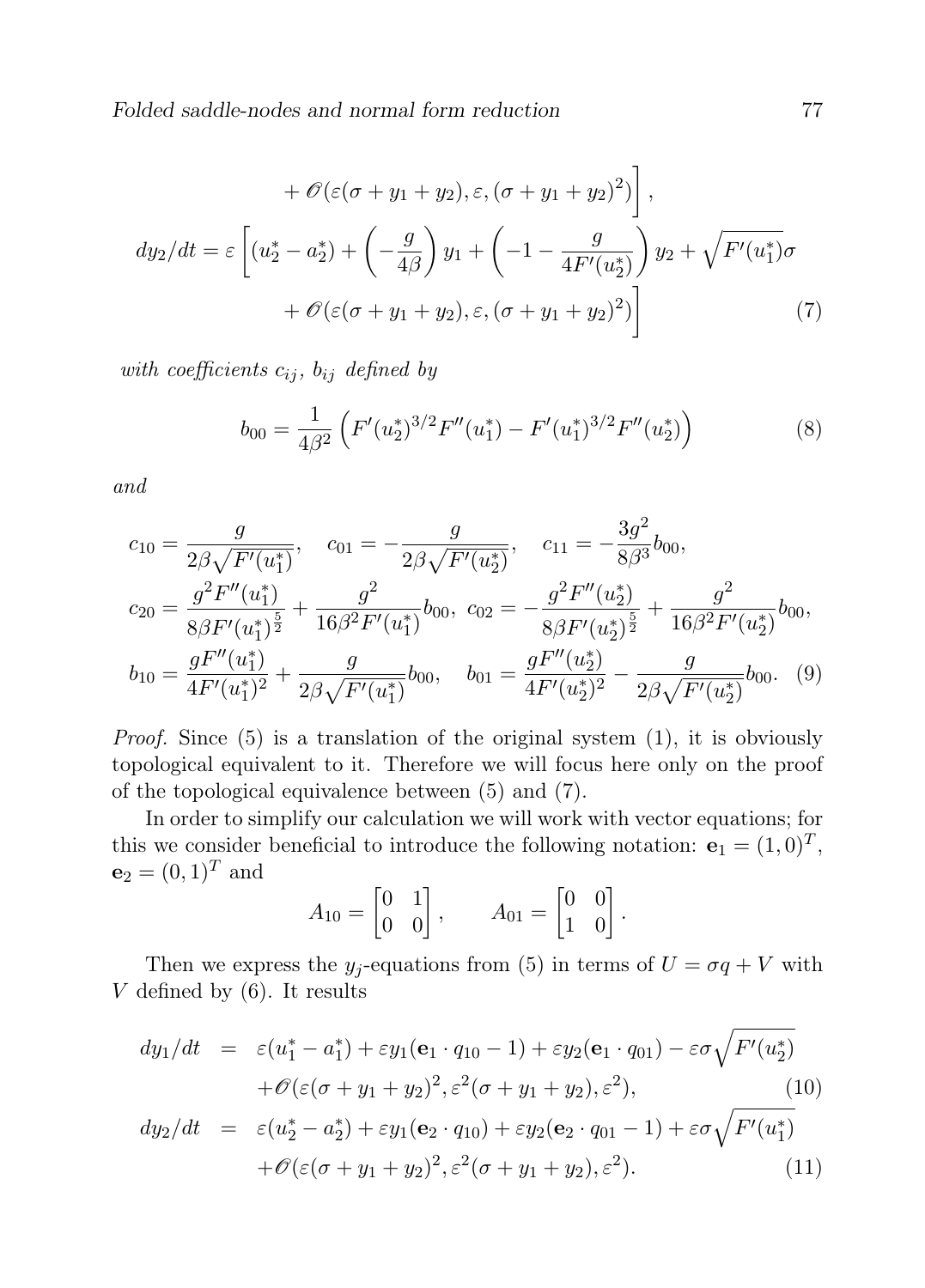$$
+ \mathscr{O}(\varepsilon(\sigma + y_1 + y_2), \varepsilon, (\sigma + y_1 + y_2)^2)\Bigg],
$$

$$
dy_2/dt = \varepsilon \Bigg[(u_2^* - a_2^*) + \left(-\frac{g}{4\beta}\right) y_1 + \left(-1 - \frac{g}{4F'(u_2^*)}\right) y_2 + \sqrt{F'(u_1^*)}\sigma
$$

$$
+ \mathscr{O}(\varepsilon(\sigma + y_1 + y_2), \varepsilon, (\sigma + y_1 + y_2)^2)\Bigg] \tag{7}
$$

*with coefficients $c_{ij}$, $b_{ij}$ defined by*

$$
b_{00} = \frac{1}{4\beta^2}\left(F'(u_2^*)^{3/2}F''(u_1^*) - F'(u_1^*)^{3/2}F''(u_2^*)\right) \tag{8}
$$

*and*

$$
c_{10} = \frac{g}{2\beta\sqrt{F'(u_1^*)}}, \quad c_{01} = -\frac{g}{2\beta\sqrt{F'(u_2^*)}}, \quad c_{11} = -\frac{3g^2}{8\beta^3}b_{00},
$$

$$
c_{20} = \frac{g^2 F''(u_1^*)}{8\beta F'(u_1^*)^{\frac{5}{2}}} + \frac{g^2}{16\beta^2 F'(u_1^*)}b_{00}, \; c_{02} = -\frac{g^2 F''(u_2^*)}{8\beta F'(u_2^*)^{\frac{5}{2}}} + \frac{g^2}{16\beta^2 F'(u_2^*)}b_{00},
$$

$$
b_{10} = \frac{gF''(u_1^*)}{4F'(u_1^*)^2} + \frac{g}{2\beta\sqrt{F'(u_1^*)}}b_{00}, \quad b_{01} = \frac{gF''(u_2^*)}{4F'(u_2^*)^2} - \frac{g}{2\beta\sqrt{F'(u_2^*)}}b_{00}. \tag{9}
$$

*Proof.* Since (5) is a translation of the original system (1), it is obviously topological equivalent to it. Therefore we will focus here only on the proof of the topological equivalence between (5) and (7).

In order to simplify our calculation we will work with vector equations; for this we consider beneficial to introduce the following notation: $\mathbf{e}_1 = (1,0)^T$, $\mathbf{e}_2 = (0,1)^T$ and

$$
A_{10} = \begin{bmatrix} 0 & 1 \\ 0 & 0 \end{bmatrix}, \qquad A_{01} = \begin{bmatrix} 0 & 0 \\ 1 & 0 \end{bmatrix}.
$$

Then we express the $y_j$-equations from (5) in terms of $U = \sigma q + V$ with $V$ defined by (6). It results

$$
\begin{aligned}
dy_1/dt &= \varepsilon(u_1^* - a_1^*) + \varepsilon y_1(\mathbf{e}_1 \cdot q_{10} - 1) + \varepsilon y_2(\mathbf{e}_1 \cdot q_{01}) - \varepsilon\sigma\sqrt{F'(u_2^*)} \\
&\quad + \mathscr{O}(\varepsilon(\sigma + y_1 + y_2)^2, \varepsilon^2(\sigma + y_1 + y_2), \varepsilon^2),
\end{aligned} \tag{10}
$$

$$
\begin{aligned}
dy_2/dt &= \varepsilon(u_2^* - a_2^*) + \varepsilon y_1(\mathbf{e}_2 \cdot q_{10}) + \varepsilon y_2(\mathbf{e}_2 \cdot q_{01} - 1) + \varepsilon\sigma\sqrt{F'(u_1^*)} \\
&\quad + \mathscr{O}(\varepsilon(\sigma + y_1 + y_2)^2, \varepsilon^2(\sigma + y_1 + y_2), \varepsilon^2).
\end{aligned} \tag{11}
$$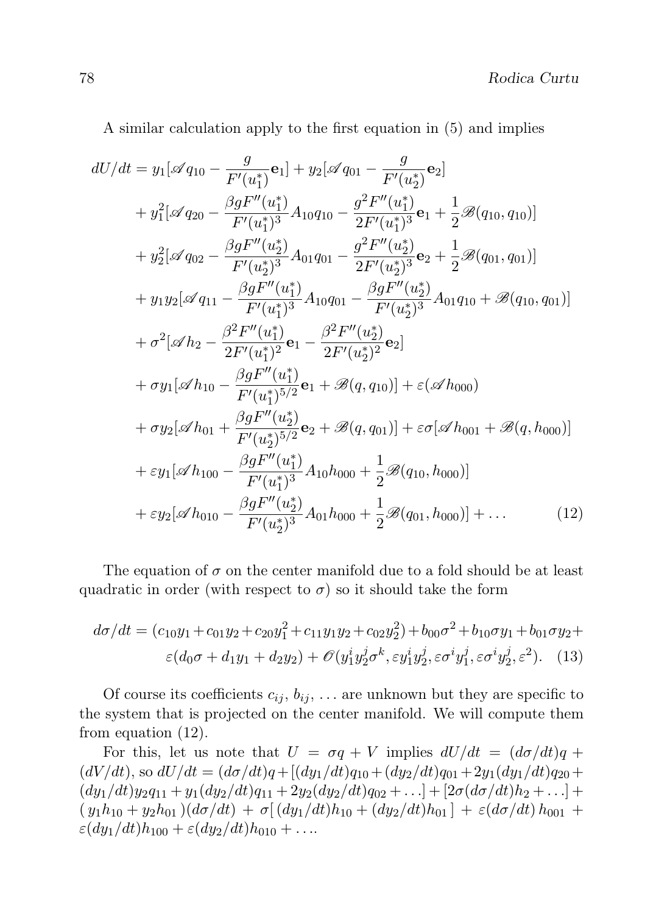A similar calculation apply to the first equation in (5) and implies

$$
\begin{aligned}
dU/dt &= y_1[\mathscr{A} q_{10} - \frac{g}{F'(u_1^*)}\mathbf{e}_1] + y_2[\mathscr{A} q_{01} - \frac{g}{F'(u_2^*)}\mathbf{e}_2] \\
&+ y_1^2[\mathscr{A} q_{20} - \frac{\beta g F''(u_1^*)}{F'(u_1^*)^3} A_{10} q_{10} - \frac{g^2 F''(u_1^*)}{2F'(u_1^*)^3}\mathbf{e}_1 + \frac{1}{2}\mathscr{B}(q_{10}, q_{10})] \\
&+ y_2^2[\mathscr{A} q_{02} - \frac{\beta g F''(u_2^*)}{F'(u_2^*)^3} A_{01} q_{01} - \frac{g^2 F''(u_2^*)}{2F'(u_2^*)^3}\mathbf{e}_2 + \frac{1}{2}\mathscr{B}(q_{01}, q_{01})] \\
&+ y_1 y_2[\mathscr{A} q_{11} - \frac{\beta g F''(u_1^*)}{F'(u_1^*)^3} A_{10} q_{01} - \frac{\beta g F''(u_2^*)}{F'(u_2^*)^3} A_{01} q_{10} + \mathscr{B}(q_{10}, q_{01})] \\
&+ \sigma^2[\mathscr{A} h_2 - \frac{\beta^2 F''(u_1^*)}{2F'(u_1^*)^2}\mathbf{e}_1 - \frac{\beta^2 F''(u_2^*)}{2F'(u_2^*)^2}\mathbf{e}_2] \\
&+ \sigma y_1[\mathscr{A} h_{10} - \frac{\beta g F''(u_1^*)}{F'(u_1^*)^{5/2}}\mathbf{e}_1 + \mathscr{B}(q, q_{10})] + \varepsilon(\mathscr{A} h_{000}) \\
&+ \sigma y_2[\mathscr{A} h_{01} + \frac{\beta g F''(u_2^*)}{F'(u_2^*)^{5/2}}\mathbf{e}_2 + \mathscr{B}(q, q_{01})] + \varepsilon\sigma[\mathscr{A} h_{001} + \mathscr{B}(q, h_{000})] \\
&+ \varepsilon y_1[\mathscr{A} h_{100} - \frac{\beta g F''(u_1^*)}{F'(u_1^*)^3} A_{10} h_{000} + \frac{1}{2}\mathscr{B}(q_{10}, h_{000})] \\
&+ \varepsilon y_2[\mathscr{A} h_{010} - \frac{\beta g F''(u_2^*)}{F'(u_2^*)^3} A_{01} h_{000} + \frac{1}{2}\mathscr{B}(q_{01}, h_{000})] + \ldots
\end{aligned}
\tag{12}
$$

The equation of $\sigma$ on the center manifold due to a fold should be at least quadratic in order (with respect to $\sigma$) so it should take the form

$$
\begin{aligned}
d\sigma/dt = (c_{10}y_1 + c_{01}y_2 + c_{20}y_1^2 + c_{11}y_1y_2 + c_{02}y_2^2) + b_{00}\sigma^2 + b_{10}\sigma y_1 + b_{01}\sigma y_2 + \\
\varepsilon(d_0\sigma + d_1 y_1 + d_2 y_2) + \mathscr{O}(y_1^i y_2^j \sigma^k, \varepsilon y_1^i y_2^j, \varepsilon\sigma^i y_1^j, \varepsilon\sigma^i y_2^j, \varepsilon^2).
\end{aligned}
\tag{13}
$$

Of course its coefficients $c_{ij}$, $b_{ij}$, $\ldots$ are unknown but they are specific to the system that is projected on the center manifold. We will compute them from equation (12).

For this, let us note that $U = \sigma q + V$ implies $dU/dt = (d\sigma/dt)q + (dV/dt)$, so $dU/dt = (d\sigma/dt)q + [(dy_1/dt)q_{10} + (dy_2/dt)q_{01} + 2y_1(dy_1/dt)q_{20} + (dy_1/dt)y_2 q_{11} + y_1(dy_2/dt)q_{11} + 2y_2(dy_2/dt)q_{02} + \ldots] + [2\sigma(d\sigma/dt)h_2 + \ldots] + (y_1 h_{10} + y_2 h_{01})(d\sigma/dt) + \sigma[(dy_1/dt)h_{10} + (dy_2/dt)h_{01}] + \varepsilon(d\sigma/dt)\, h_{001} + \varepsilon(dy_1/dt)h_{100} + \varepsilon(dy_2/dt)h_{010} + \ldots$.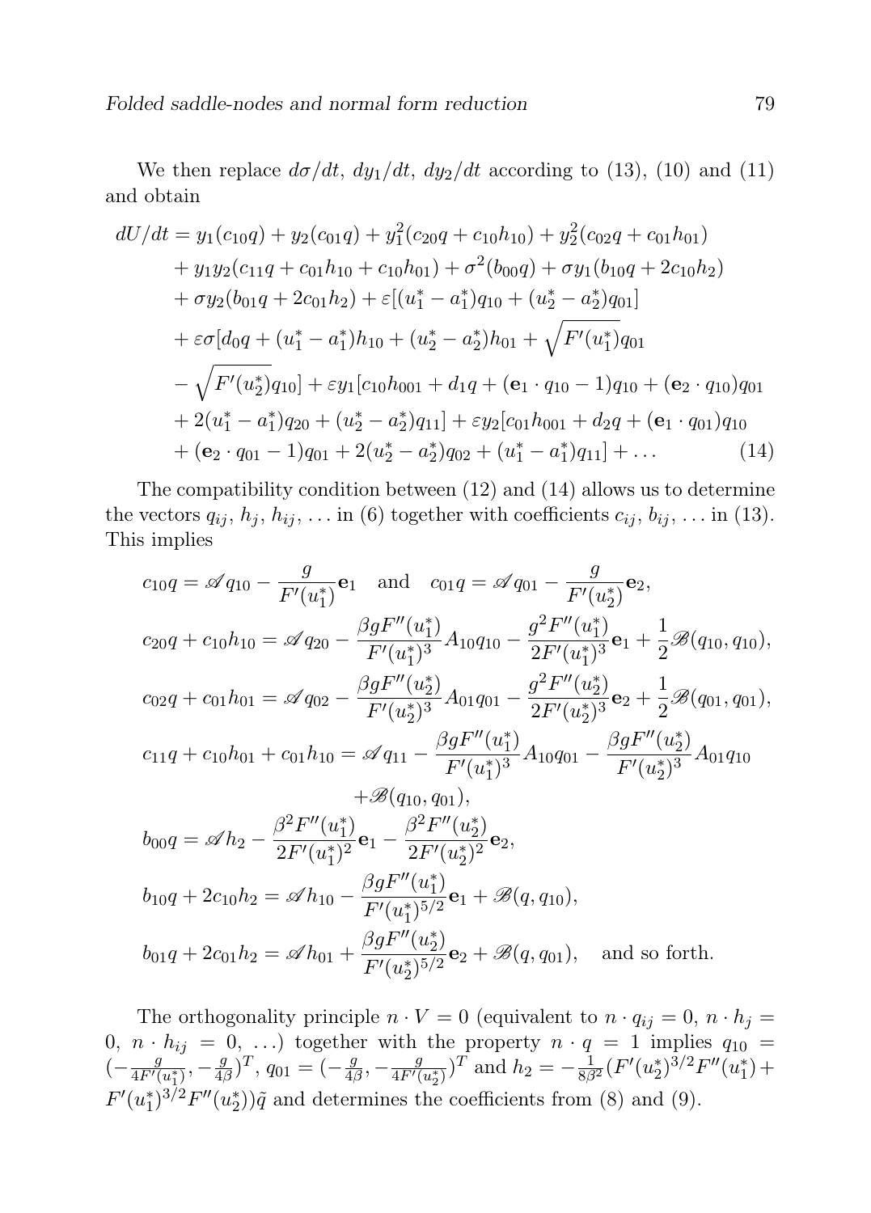We then replace $d\sigma/dt$, $dy_1/dt$, $dy_2/dt$ according to (13), (10) and (11) and obtain

$$
\begin{aligned}
dU/dt &= y_1(c_{10}q) + y_2(c_{01}q) + y_1^2(c_{20}q + c_{10}h_{10}) + y_2^2(c_{02}q + c_{01}h_{01}) \\
&+ y_1y_2(c_{11}q + c_{01}h_{10} + c_{10}h_{01}) + \sigma^2(b_{00}q) + \sigma y_1(b_{10}q + 2c_{10}h_2) \\
&+ \sigma y_2(b_{01}q + 2c_{01}h_2) + \varepsilon[(u_1^* - a_1^*)q_{10} + (u_2^* - a_2^*)q_{01}] \\
&+ \varepsilon\sigma[d_0q + (u_1^* - a_1^*)h_{10} + (u_2^* - a_2^*)h_{01} + \sqrt{F'(u_1^*)}q_{01} \\
&- \sqrt{F'(u_2^*)}q_{10}] + \varepsilon y_1[c_{10}h_{001} + d_1q + (\mathbf{e}_1 \cdot q_{10} - 1)q_{10} + (\mathbf{e}_2 \cdot q_{10})q_{01} \\
&+ 2(u_1^* - a_1^*)q_{20} + (u_2^* - a_2^*)q_{11}] + \varepsilon y_2[c_{01}h_{001} + d_2q + (\mathbf{e}_1 \cdot q_{01})q_{10} \\
&+ (\mathbf{e}_2 \cdot q_{01} - 1)q_{01} + 2(u_2^* - a_2^*)q_{02} + (u_1^* - a_1^*)q_{11}] + \ldots
\end{aligned} \tag{14}
$$

The compatibility condition between (12) and (14) allows us to determine the vectors $q_{ij}$, $h_j$, $h_{ij}$, ... in (6) together with coefficients $c_{ij}$, $b_{ij}$, ... in (13). This implies

$$
\begin{aligned}
&c_{10}q = \mathscr{A}q_{10} - \frac{g}{F'(u_1^*)}\mathbf{e}_1 \quad \text{and} \quad c_{01}q = \mathscr{A}q_{01} - \frac{g}{F'(u_2^*)}\mathbf{e}_2, \\
&c_{20}q + c_{10}h_{10} = \mathscr{A}q_{20} - \frac{\beta g F''(u_1^*)}{F'(u_1^*)^3}A_{10}q_{10} - \frac{g^2F''(u_1^*)}{2F'(u_1^*)^3}\mathbf{e}_1 + \frac{1}{2}\mathscr{B}(q_{10}, q_{10}), \\
&c_{02}q + c_{01}h_{01} = \mathscr{A}q_{02} - \frac{\beta g F''(u_2^*)}{F'(u_2^*)^3}A_{01}q_{01} - \frac{g^2F''(u_2^*)}{2F'(u_2^*)^3}\mathbf{e}_2 + \frac{1}{2}\mathscr{B}(q_{01}, q_{01}), \\
&c_{11}q + c_{10}h_{01} + c_{01}h_{10} = \mathscr{A}q_{11} - \frac{\beta g F''(u_1^*)}{F'(u_1^*)^3}A_{10}q_{01} - \frac{\beta g F''(u_2^*)}{F'(u_2^*)^3}A_{01}q_{10} \\
&\qquad\qquad + \mathscr{B}(q_{10}, q_{01}), \\
&b_{00}q = \mathscr{A}h_2 - \frac{\beta^2F''(u_1^*)}{2F'(u_1^*)^2}\mathbf{e}_1 - \frac{\beta^2F''(u_2^*)}{2F'(u_2^*)^2}\mathbf{e}_2, \\
&b_{10}q + 2c_{10}h_2 = \mathscr{A}h_{10} - \frac{\beta g F''(u_1^*)}{F'(u_1^*)^{5/2}}\mathbf{e}_1 + \mathscr{B}(q, q_{10}), \\
&b_{01}q + 2c_{01}h_2 = \mathscr{A}h_{01} + \frac{\beta g F''(u_2^*)}{F'(u_2^*)^{5/2}}\mathbf{e}_2 + \mathscr{B}(q, q_{01}), \quad \text{and so forth.}
\end{aligned}
$$

The orthogonality principle $n \cdot V = 0$ (equivalent to $n \cdot q_{ij} = 0$, $n \cdot h_j = 0$, $n \cdot h_{ij} = 0$, ...) together with the property $n \cdot q = 1$ implies $q_{10} = (-\frac{g}{4F'(u_1^*)}, -\frac{g}{4\beta})^T$, $q_{01} = (-\frac{g}{4\beta}, -\frac{g}{4F'(u_2^*)})^T$ and $h_2 = -\frac{1}{8\beta^2}(F'(u_2^*)^{3/2}F''(u_1^*) + F'(u_1^*)^{3/2}F''(u_2^*))\tilde{q}$ and determines the coefficients from (8) and (9).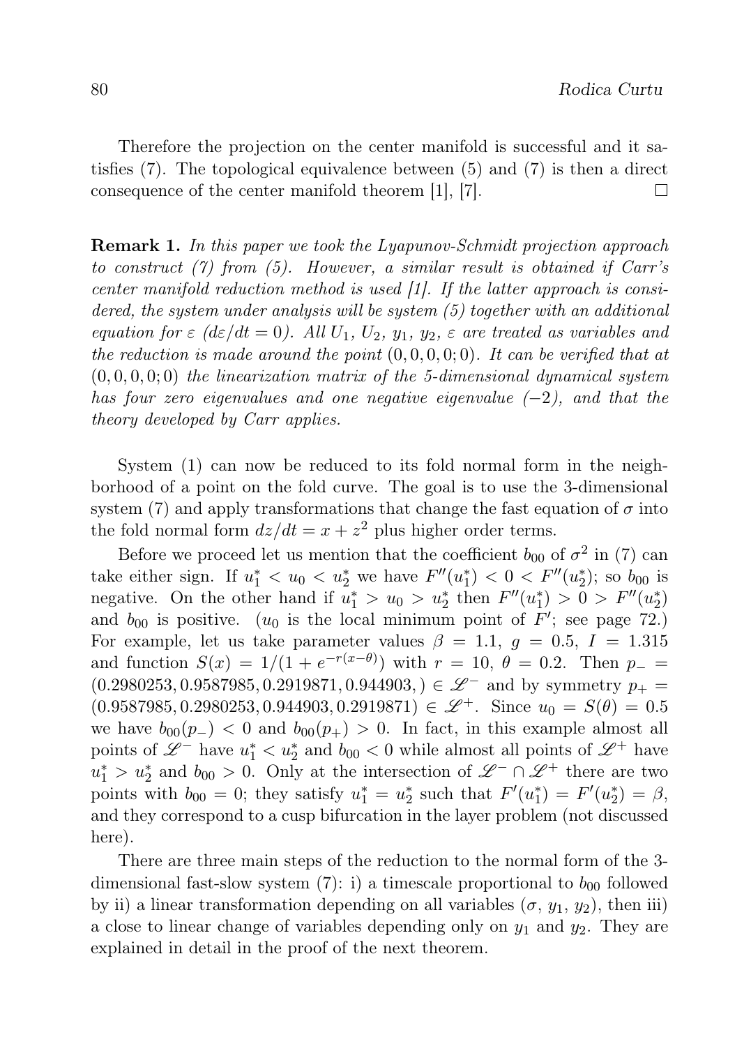Therefore the projection on the center manifold is successful and it satisfies (7). The topological equivalence between (5) and (7) is then a direct consequence of the center manifold theorem [1], [7]. □

**Remark 1.** *In this paper we took the Lyapunov-Schmidt projection approach to construct (7) from (5). However, a similar result is obtained if Carr's center manifold reduction method is used [1]. If the latter approach is considered, the system under analysis will be system (5) together with an additional equation for $\varepsilon$ ($d\varepsilon/dt = 0$). All $U_1$, $U_2$, $y_1$, $y_2$, $\varepsilon$ are treated as variables and the reduction is made around the point $(0,0,0,0;0)$. It can be verified that at $(0,0,0,0;0)$ the linearization matrix of the 5-dimensional dynamical system has four zero eigenvalues and one negative eigenvalue ($-2$), and that the theory developed by Carr applies.*

System (1) can now be reduced to its fold normal form in the neighborhood of a point on the fold curve. The goal is to use the 3-dimensional system (7) and apply transformations that change the fast equation of $\sigma$ into the fold normal form $dz/dt = x + z^2$ plus higher order terms.

Before we proceed let us mention that the coefficient $b_{00}$ of $\sigma^2$ in (7) can take either sign. If $u_1^* < u_0 < u_2^*$ we have $F''(u_1^*) < 0 < F''(u_2^*)$; so $b_{00}$ is negative. On the other hand if $u_1^* > u_0 > u_2^*$ then $F''(u_1^*) > 0 > F''(u_2^*)$ and $b_{00}$ is positive. ($u_0$ is the local minimum point of $F'$; see page 72.) For example, let us take parameter values $\beta = 1.1$, $g = 0.5$, $I = 1.315$ and function $S(x) = 1/(1 + e^{-r(x-\theta)})$ with $r = 10$, $\theta = 0.2$. Then $p_- = (0.2980253, 0.9587985, 0.2919871, 0.944903,) \in \mathscr{L}^-$ and by symmetry $p_+ = (0.9587985, 0.2980253, 0.944903, 0.2919871) \in \mathscr{L}^+$. Since $u_0 = S(\theta) = 0.5$ we have $b_{00}(p_-) < 0$ and $b_{00}(p_+) > 0$. In fact, in this example almost all points of $\mathscr{L}^-$ have $u_1^* < u_2^*$ and $b_{00} < 0$ while almost all points of $\mathscr{L}^+$ have $u_1^* > u_2^*$ and $b_{00} > 0$. Only at the intersection of $\mathscr{L}^- \cap \mathscr{L}^+$ there are two points with $b_{00} = 0$; they satisfy $u_1^* = u_2^*$ such that $F'(u_1^*) = F'(u_2^*) = \beta$, and they correspond to a cusp bifurcation in the layer problem (not discussed here).

There are three main steps of the reduction to the normal form of the 3-dimensional fast-slow system (7): i) a timescale proportional to $b_{00}$ followed by ii) a linear transformation depending on all variables ($\sigma$, $y_1$, $y_2$), then iii) a close to linear change of variables depending only on $y_1$ and $y_2$. They are explained in detail in the proof of the next theorem.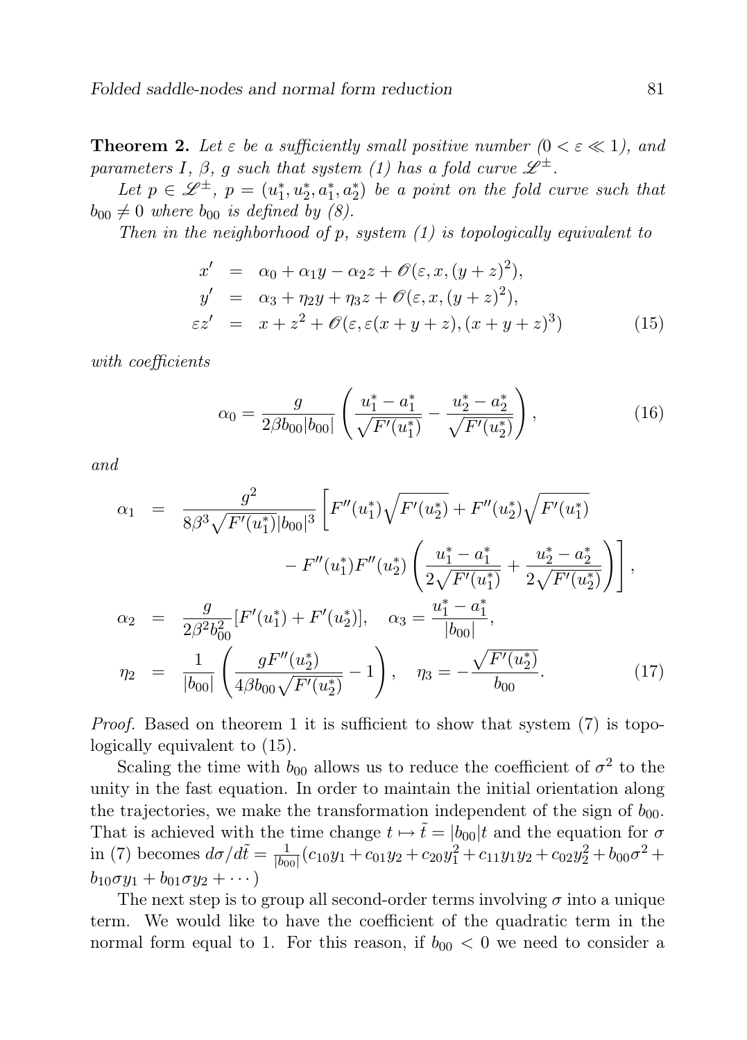**Theorem 2.** *Let $\varepsilon$ be a sufficiently small positive number ($0 < \varepsilon \ll 1$), and parameters $I$, $\beta$, $g$ such that system (1) has a fold curve $\mathscr{L}^{\pm}$.*

*Let $p \in \mathscr{L}^{\pm}$, $p = (u_1^*, u_2^*, a_1^*, a_2^*)$ be a point on the fold curve such that $b_{00} \neq 0$ where $b_{00}$ is defined by (8).*

*Then in the neighborhood of $p$, system (1) is topologically equivalent to*

$$
\begin{aligned}
x' &= \alpha_0 + \alpha_1 y - \alpha_2 z + \mathscr{O}(\varepsilon, x, (y+z)^2), \\
y' &= \alpha_3 + \eta_2 y + \eta_3 z + \mathscr{O}(\varepsilon, x, (y+z)^2), \\
\varepsilon z' &= x + z^2 + \mathscr{O}(\varepsilon, \varepsilon(x+y+z), (x+y+z)^3)
\end{aligned} \tag{15}
$$

*with coefficients*

$$
\alpha_0 = \frac{g}{2\beta b_{00}|b_{00}|}\left(\frac{u_1^* - a_1^*}{\sqrt{F'(u_1^*)}} - \frac{u_2^* - a_2^*}{\sqrt{F'(u_2^*)}}\right), \tag{16}
$$

*and*

$$
\begin{aligned}
\alpha_1 &= \frac{g^2}{8\beta^3\sqrt{F'(u_1^*)}|b_{00}|^3}\Bigg[F''(u_1^*)\sqrt{F'(u_2^*)} + F''(u_2^*)\sqrt{F'(u_1^*)} \\
&\qquad\qquad - F''(u_1^*)F''(u_2^*)\left(\frac{u_1^* - a_1^*}{2\sqrt{F'(u_1^*)}} + \frac{u_2^* - a_2^*}{2\sqrt{F'(u_2^*)}}\right)\Bigg], \\
\alpha_2 &= \frac{g}{2\beta^2 b_{00}^2}[F'(u_1^*) + F'(u_2^*)], \quad \alpha_3 = \frac{u_1^* - a_1^*}{|b_{00}|}, \\
\eta_2 &= \frac{1}{|b_{00}|}\left(\frac{gF''(u_2^*)}{4\beta b_{00}\sqrt{F'(u_2^*)}} - 1\right), \quad \eta_3 = -\frac{\sqrt{F'(u_2^*)}}{b_{00}}.
\end{aligned} \tag{17}
$$

*Proof.* Based on theorem 1 it is sufficient to show that system (7) is topologically equivalent to (15).

Scaling the time with $b_{00}$ allows us to reduce the coefficient of $\sigma^2$ to the unity in the fast equation. In order to maintain the initial orientation along the trajectories, we make the transformation independent of the sign of $b_{00}$. That is achieved with the time change $t \mapsto \tilde{t} = |b_{00}|t$ and the equation for $\sigma$ in (7) becomes $d\sigma/d\tilde{t} = \frac{1}{|b_{00}|}(c_{10}y_1 + c_{01}y_2 + c_{20}y_1^2 + c_{11}y_1y_2 + c_{02}y_2^2 + b_{00}\sigma^2 + b_{10}\sigma y_1 + b_{01}\sigma y_2 + \cdots)$

The next step is to group all second-order terms involving $\sigma$ into a unique term. We would like to have the coefficient of the quadratic term in the normal form equal to 1. For this reason, if $b_{00} < 0$ we need to consider a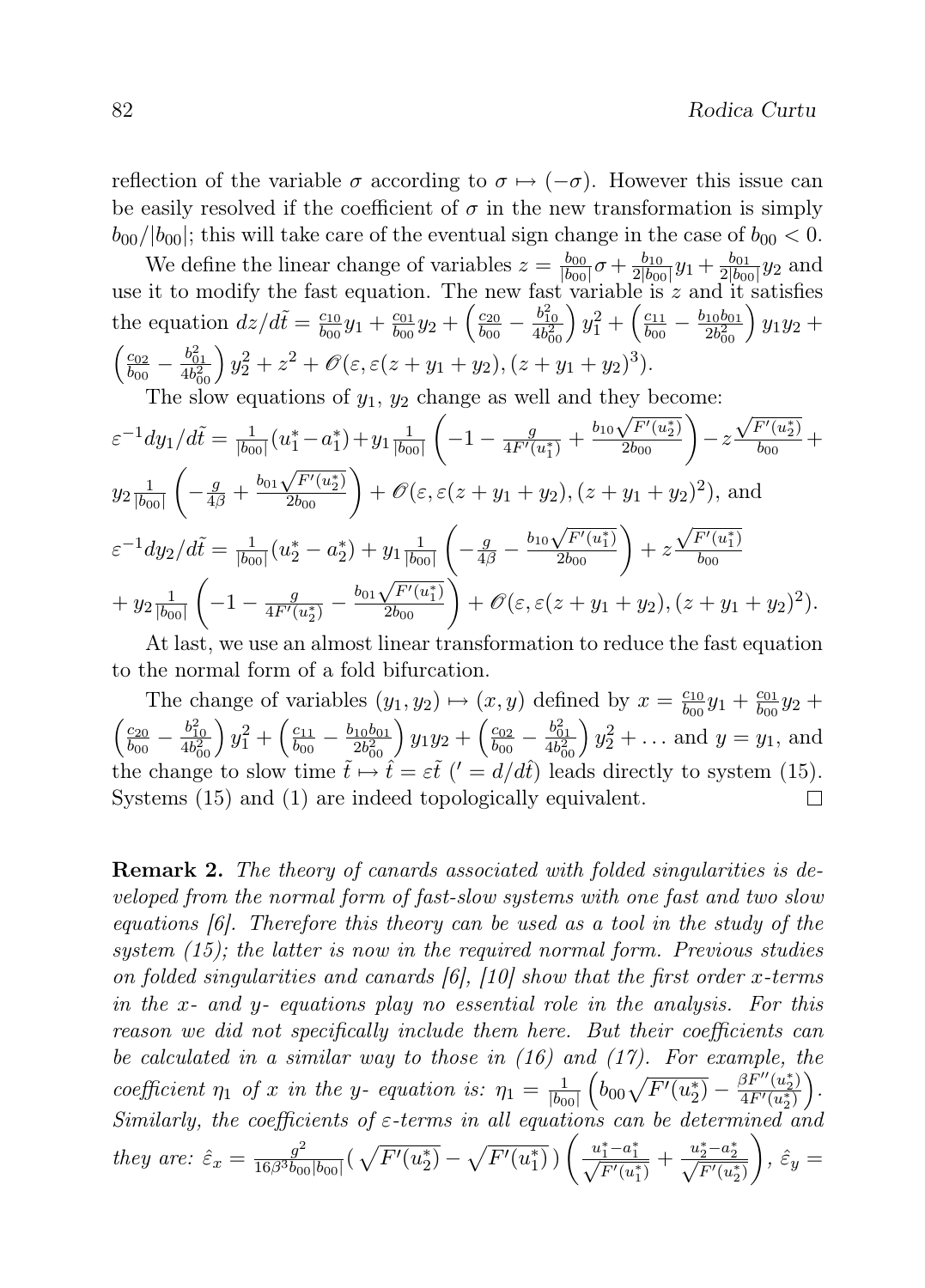reflection of the variable $\sigma$ according to $\sigma \mapsto (-\sigma)$. However this issue can be easily resolved if the coefficient of $\sigma$ in the new transformation is simply $b_{00}/|b_{00}|$; this will take care of the eventual sign change in the case of $b_{00} < 0$.

We define the linear change of variables $z = \frac{b_{00}}{|b_{00}|}\sigma + \frac{b_{10}}{2|b_{00}|}y_1 + \frac{b_{01}}{2|b_{00}|}y_2$ and use it to modify the fast equation. The new fast variable is $z$ and it satisfies the equation $dz/d\tilde{t} = \frac{c_{10}}{b_{00}}y_1 + \frac{c_{01}}{b_{00}}y_2 + \left(\frac{c_{20}}{b_{00}} - \frac{b_{10}^2}{4b_{00}^2}\right)y_1^2 + \left(\frac{c_{11}}{b_{00}} - \frac{b_{10}b_{01}}{2b_{00}^2}\right)y_1 y_2 + \left(\frac{c_{02}}{b_{00}} - \frac{b_{01}^2}{4b_{00}^2}\right)y_2^2 + z^2 + \mathscr{O}(\varepsilon, \varepsilon(z + y_1 + y_2), (z + y_1 + y_2)^3)$.

The slow equations of $y_1$, $y_2$ change as well and they become:
$\varepsilon^{-1}dy_1/d\tilde{t} = \frac{1}{|b_{00}|}(u_1^* - a_1^*) + y_1\frac{1}{|b_{00}|}\left(-1 - \frac{g}{4F'(u_1^*)} + \frac{b_{10}\sqrt{F'(u_2^*)}}{2b_{00}}\right) - z\frac{\sqrt{F'(u_2^*)}}{b_{00}} + y_2\frac{1}{|b_{00}|}\left(-\frac{g}{4\beta} + \frac{b_{01}\sqrt{F'(u_2^*)}}{2b_{00}}\right) + \mathscr{O}(\varepsilon, \varepsilon(z + y_1 + y_2), (z + y_1 + y_2)^2)$, and
$\varepsilon^{-1}dy_2/d\tilde{t} = \frac{1}{|b_{00}|}(u_2^* - a_2^*) + y_1\frac{1}{|b_{00}|}\left(-\frac{g}{4\beta} - \frac{b_{10}\sqrt{F'(u_1^*)}}{2b_{00}}\right) + z\frac{\sqrt{F'(u_1^*)}}{b_{00}} + y_2\frac{1}{|b_{00}|}\left(-1 - \frac{g}{4F'(u_2^*)} - \frac{b_{01}\sqrt{F'(u_1^*)}}{2b_{00}}\right) + \mathscr{O}(\varepsilon, \varepsilon(z + y_1 + y_2), (z + y_1 + y_2)^2)$.

At last, we use an almost linear transformation to reduce the fast equation to the normal form of a fold bifurcation.

The change of variables $(y_1, y_2) \mapsto (x, y)$ defined by $x = \frac{c_{10}}{b_{00}}y_1 + \frac{c_{01}}{b_{00}}y_2 + \left(\frac{c_{20}}{b_{00}} - \frac{b_{10}^2}{4b_{00}^2}\right)y_1^2 + \left(\frac{c_{11}}{b_{00}} - \frac{b_{10}b_{01}}{2b_{00}^2}\right)y_1 y_2 + \left(\frac{c_{02}}{b_{00}} - \frac{b_{01}^2}{4b_{00}^2}\right)y_2^2 + \ldots$ and $y = y_1$, and the change to slow time $\tilde{t} \mapsto \hat{t} = \varepsilon\tilde{t}$ ($' = d/d\hat{t}$) leads directly to system (15). Systems (15) and (1) are indeed topologically equivalent. □

**Remark 2.** *The theory of canards associated with folded singularities is developed from the normal form of fast-slow systems with one fast and two slow equations [6]. Therefore this theory can be used as a tool in the study of the system (15); the latter is now in the required normal form. Previous studies on folded singularities and canards [6], [10] show that the first order x-terms in the x- and y- equations play no essential role in the analysis. For this reason we did not specifically include them here. But their coefficients can be calculated in a similar way to those in (16) and (17). For example, the coefficient* $\eta_1$ *of* $x$ *in the y- equation is:* $\eta_1 = \frac{1}{|b_{00}|}\left(b_{00}\sqrt{F'(u_2^*)} - \frac{\beta F''(u_2^*)}{4F'(u_2^*)}\right)$. *Similarly, the coefficients of* $\varepsilon$*-terms in all equations can be determined and they are:* $\hat{\varepsilon}_x = \frac{g^2}{16\beta^3 b_{00}|b_{00}|}(\sqrt{F'(u_2^*)} - \sqrt{F'(u_1^*)})\left(\frac{u_1^* - a_1^*}{\sqrt{F'(u_1^*)}} + \frac{u_2^* - a_2^*}{\sqrt{F'(u_2^*)}}\right)$, $\hat{\varepsilon}_y =$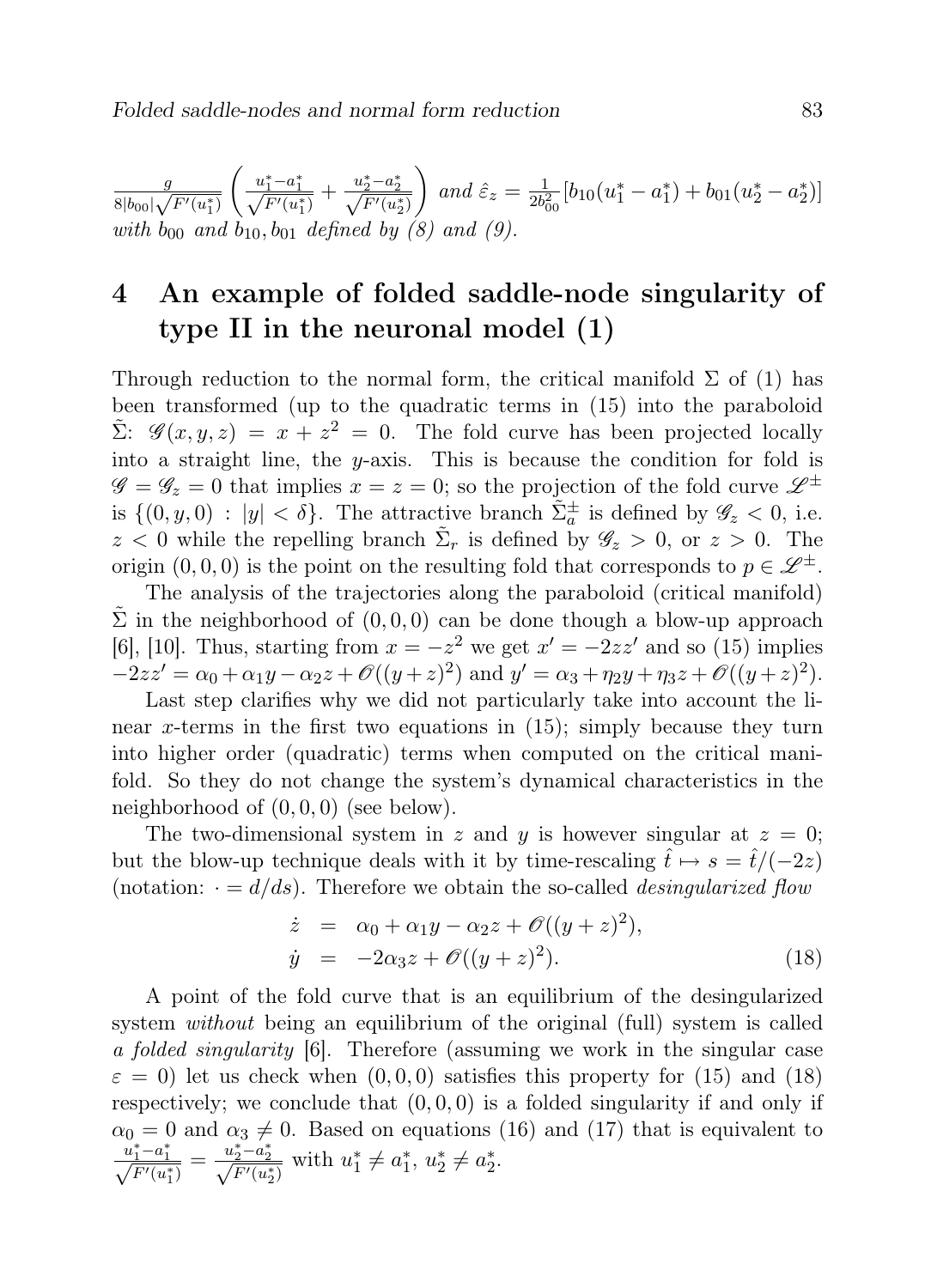$\frac{g}{8|b_{00}|\sqrt{F'(u_1^*)}}\left(\frac{u_1^*-a_1^*}{\sqrt{F'(u_1^*)}}+\frac{u_2^*-a_2^*}{\sqrt{F'(u_2^*)}}\right)$ *and* $\hat{\varepsilon}_z = \frac{1}{2b_{00}^2}[b_{10}(u_1^*-a_1^*)+b_{01}(u_2^*-a_2^*)]$ *with* $b_{00}$ *and* $b_{10}, b_{01}$ *defined by (8) and (9).*

# 4 An example of folded saddle-node singularity of type II in the neuronal model (1)

Through reduction to the normal form, the critical manifold $\Sigma$ of (1) has been transformed (up to the quadratic terms in (15) into the paraboloid $\tilde{\Sigma}$: $\mathscr{G}(x,y,z) = x + z^2 = 0$. The fold curve has been projected locally into a straight line, the $y$-axis. This is because the condition for fold is $\mathscr{G} = \mathscr{G}_z = 0$ that implies $x = z = 0$; so the projection of the fold curve $\mathscr{L}^{\pm}$ is $\{(0,y,0) : |y| < \delta\}$. The attractive branch $\tilde{\Sigma}_a^{\pm}$ is defined by $\mathscr{G}_z < 0$, i.e. $z < 0$ while the repelling branch $\tilde{\Sigma}_r$ is defined by $\mathscr{G}_z > 0$, or $z > 0$. The origin $(0,0,0)$ is the point on the resulting fold that corresponds to $p \in \mathscr{L}^{\pm}$.

The analysis of the trajectories along the paraboloid (critical manifold) $\tilde{\Sigma}$ in the neighborhood of $(0,0,0)$ can be done though a blow-up approach [6], [10]. Thus, starting from $x = -z^2$ we get $x' = -2zz'$ and so (15) implies $-2zz' = \alpha_0 + \alpha_1 y - \alpha_2 z + \mathscr{O}((y+z)^2)$ and $y' = \alpha_3 + \eta_2 y + \eta_3 z + \mathscr{O}((y+z)^2)$.

Last step clarifies why we did not particularly take into account the linear $x$-terms in the first two equations in (15); simply because they turn into higher order (quadratic) terms when computed on the critical manifold. So they do not change the system's dynamical characteristics in the neighborhood of $(0,0,0)$ (see below).

The two-dimensional system in $z$ and $y$ is however singular at $z = 0$; but the blow-up technique deals with it by time-rescaling $\hat{t} \mapsto s = \hat{t}/(-2z)$ (notation: $\cdot = d/ds$). Therefore we obtain the so-called *desingularized flow*

$$
\begin{aligned}
\dot{z} &= \alpha_0 + \alpha_1 y - \alpha_2 z + \mathscr{O}((y+z)^2), \\
\dot{y} &= -2\alpha_3 z + \mathscr{O}((y+z)^2).
\end{aligned}
\tag{18}
$$

A point of the fold curve that is an equilibrium of the desingularized system *without* being an equilibrium of the original (full) system is called *a folded singularity* [6]. Therefore (assuming we work in the singular case $\varepsilon = 0$) let us check when $(0,0,0)$ satisfies this property for (15) and (18) respectively; we conclude that $(0,0,0)$ is a folded singularity if and only if $\alpha_0 = 0$ and $\alpha_3 \neq 0$. Based on equations (16) and (17) that is equivalent to $\frac{u_1^*-a_1^*}{\sqrt{F'(u_1^*)}} = \frac{u_2^*-a_2^*}{\sqrt{F'(u_2^*)}}$ with $u_1^* \neq a_1^*$, $u_2^* \neq a_2^*$.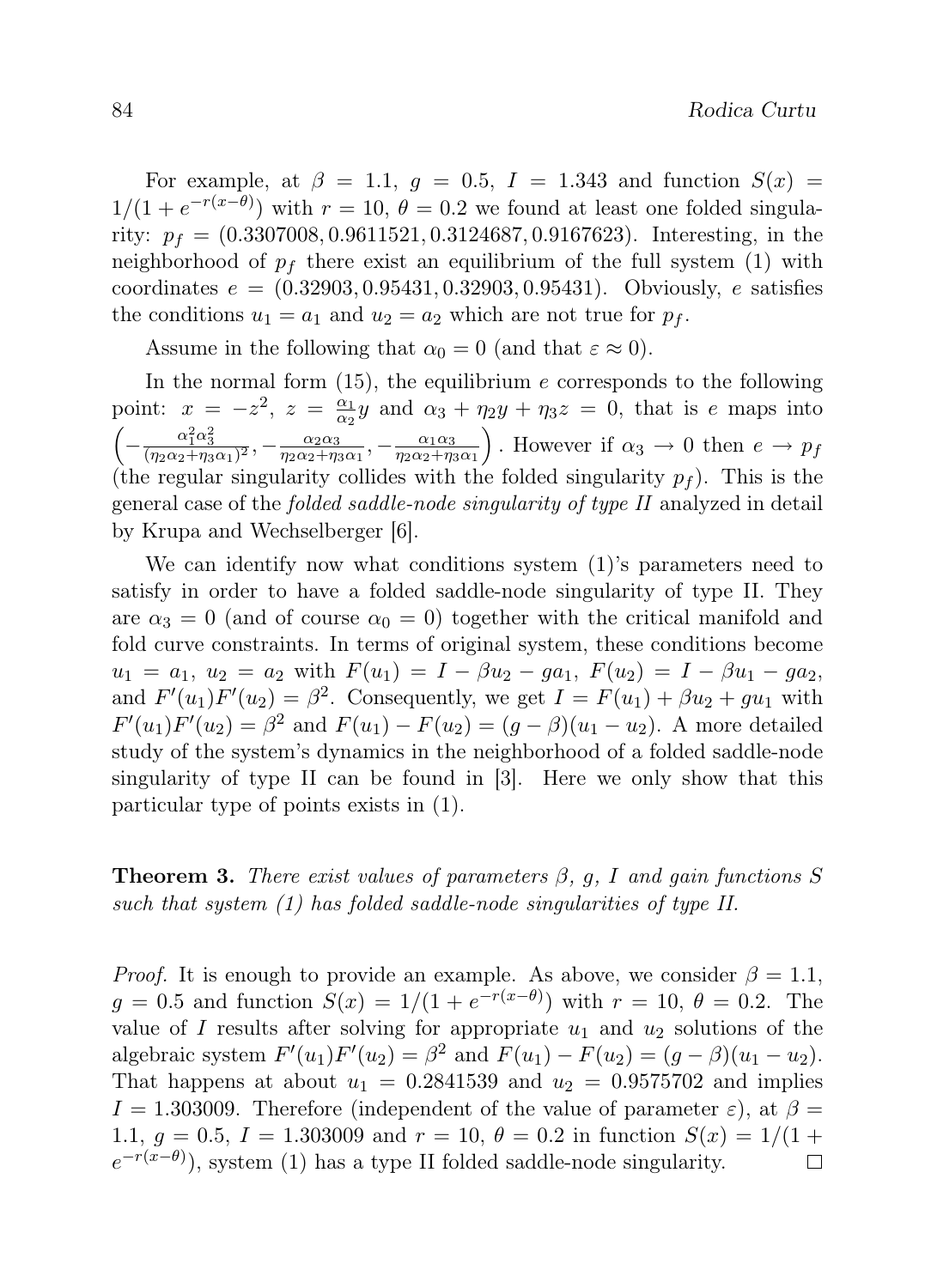For example, at $\beta = 1.1$, $g = 0.5$, $I = 1.343$ and function $S(x) = 1/(1 + e^{-r(x-\theta)})$ with $r = 10$, $\theta = 0.2$ we found at least one folded singularity: $p_f = (0.3307008, 0.9611521, 0.3124687, 0.9167623)$. Interesting, in the neighborhood of $p_f$ there exist an equilibrium of the full system (1) with coordinates $e = (0.32903, 0.95431, 0.32903, 0.95431)$. Obviously, $e$ satisfies the conditions $u_1 = a_1$ and $u_2 = a_2$ which are not true for $p_f$.

Assume in the following that $\alpha_0 = 0$ (and that $\varepsilon \approx 0$).

In the normal form (15), the equilibrium $e$ corresponds to the following point: $x = -z^2$, $z = \frac{\alpha_1}{\alpha_2} y$ and $\alpha_3 + \eta_2 y + \eta_3 z = 0$, that is $e$ maps into $\left( -\frac{\alpha_1^2 \alpha_3^2}{(\eta_2\alpha_2 + \eta_3\alpha_1)^2}, -\frac{\alpha_2\alpha_3}{\eta_2\alpha_2 + \eta_3\alpha_1}, -\frac{\alpha_1\alpha_3}{\eta_2\alpha_2 + \eta_3\alpha_1} \right)$. However if $\alpha_3 \to 0$ then $e \to p_f$ (the regular singularity collides with the folded singularity $p_f$). This is the general case of the *folded saddle-node singularity of type II* analyzed in detail by Krupa and Wechselberger [6].

We can identify now what conditions system (1)'s parameters need to satisfy in order to have a folded saddle-node singularity of type II. They are $\alpha_3 = 0$ (and of course $\alpha_0 = 0$) together with the critical manifold and fold curve constraints. In terms of original system, these conditions become $u_1 = a_1$, $u_2 = a_2$ with $F(u_1) = I - \beta u_2 - g a_1$, $F(u_2) = I - \beta u_1 - g a_2$, and $F'(u_1)F'(u_2) = \beta^2$. Consequently, we get $I = F(u_1) + \beta u_2 + g u_1$ with $F'(u_1)F'(u_2) = \beta^2$ and $F(u_1) - F(u_2) = (g - \beta)(u_1 - u_2)$. A more detailed study of the system's dynamics in the neighborhood of a folded saddle-node singularity of type II can be found in [3]. Here we only show that this particular type of points exists in (1).

**Theorem 3.** *There exist values of parameters $\beta$, $g$, $I$ and gain functions $S$ such that system (1) has folded saddle-node singularities of type II.*

*Proof.* It is enough to provide an example. As above, we consider $\beta = 1.1$, $g = 0.5$ and function $S(x) = 1/(1 + e^{-r(x-\theta)})$ with $r = 10$, $\theta = 0.2$. The value of $I$ results after solving for appropriate $u_1$ and $u_2$ solutions of the algebraic system $F'(u_1)F'(u_2) = \beta^2$ and $F(u_1) - F(u_2) = (g - \beta)(u_1 - u_2)$. That happens at about $u_1 = 0.2841539$ and $u_2 = 0.9575702$ and implies $I = 1.303009$. Therefore (independent of the value of parameter $\varepsilon$), at $\beta = 1.1$, $g = 0.5$, $I = 1.303009$ and $r = 10$, $\theta = 0.2$ in function $S(x) = 1/(1 + e^{-r(x-\theta)})$, system (1) has a type II folded saddle-node singularity. $\square$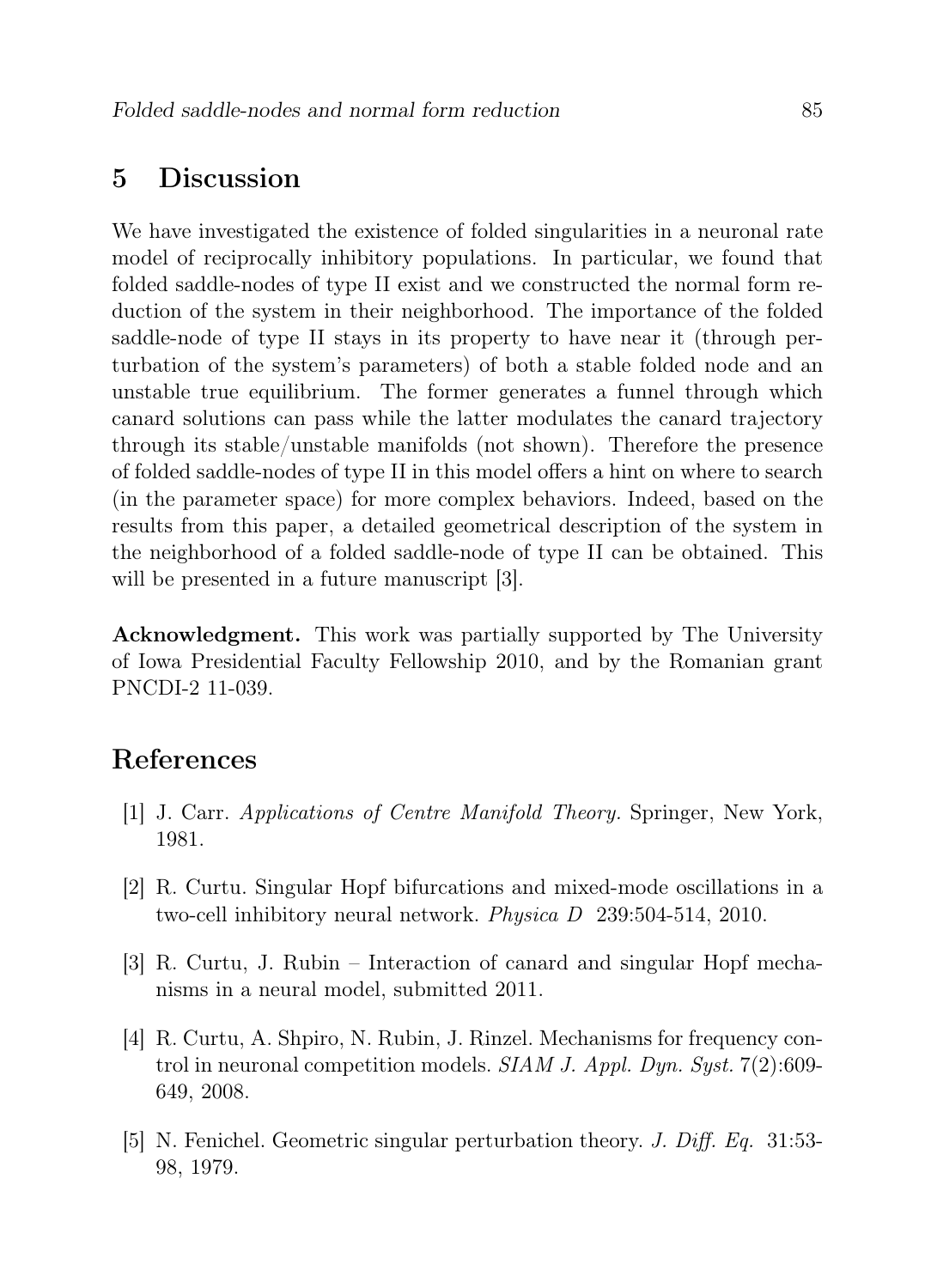## 5 Discussion

We have investigated the existence of folded singularities in a neuronal rate model of reciprocally inhibitory populations. In particular, we found that folded saddle-nodes of type II exist and we constructed the normal form reduction of the system in their neighborhood. The importance of the folded saddle-node of type II stays in its property to have near it (through perturbation of the system's parameters) of both a stable folded node and an unstable true equilibrium. The former generates a funnel through which canard solutions can pass while the latter modulates the canard trajectory through its stable/unstable manifolds (not shown). Therefore the presence of folded saddle-nodes of type II in this model offers a hint on where to search (in the parameter space) for more complex behaviors. Indeed, based on the results from this paper, a detailed geometrical description of the system in the neighborhood of a folded saddle-node of type II can be obtained. This will be presented in a future manuscript [3].

**Acknowledgment.** This work was partially supported by The University of Iowa Presidential Faculty Fellowship 2010, and by the Romanian grant PNCDI-2 11-039.

## References

[1] J. Carr. *Applications of Centre Manifold Theory.* Springer, New York, 1981.

[2] R. Curtu. Singular Hopf bifurcations and mixed-mode oscillations in a two-cell inhibitory neural network. *Physica D* 239:504-514, 2010.

[3] R. Curtu, J. Rubin – Interaction of canard and singular Hopf mechanisms in a neural model, submitted 2011.

[4] R. Curtu, A. Shpiro, N. Rubin, J. Rinzel. Mechanisms for frequency control in neuronal competition models. *SIAM J. Appl. Dyn. Syst.* 7(2):609-649, 2008.

[5] N. Fenichel. Geometric singular perturbation theory. *J. Diff. Eq.* 31:53-98, 1979.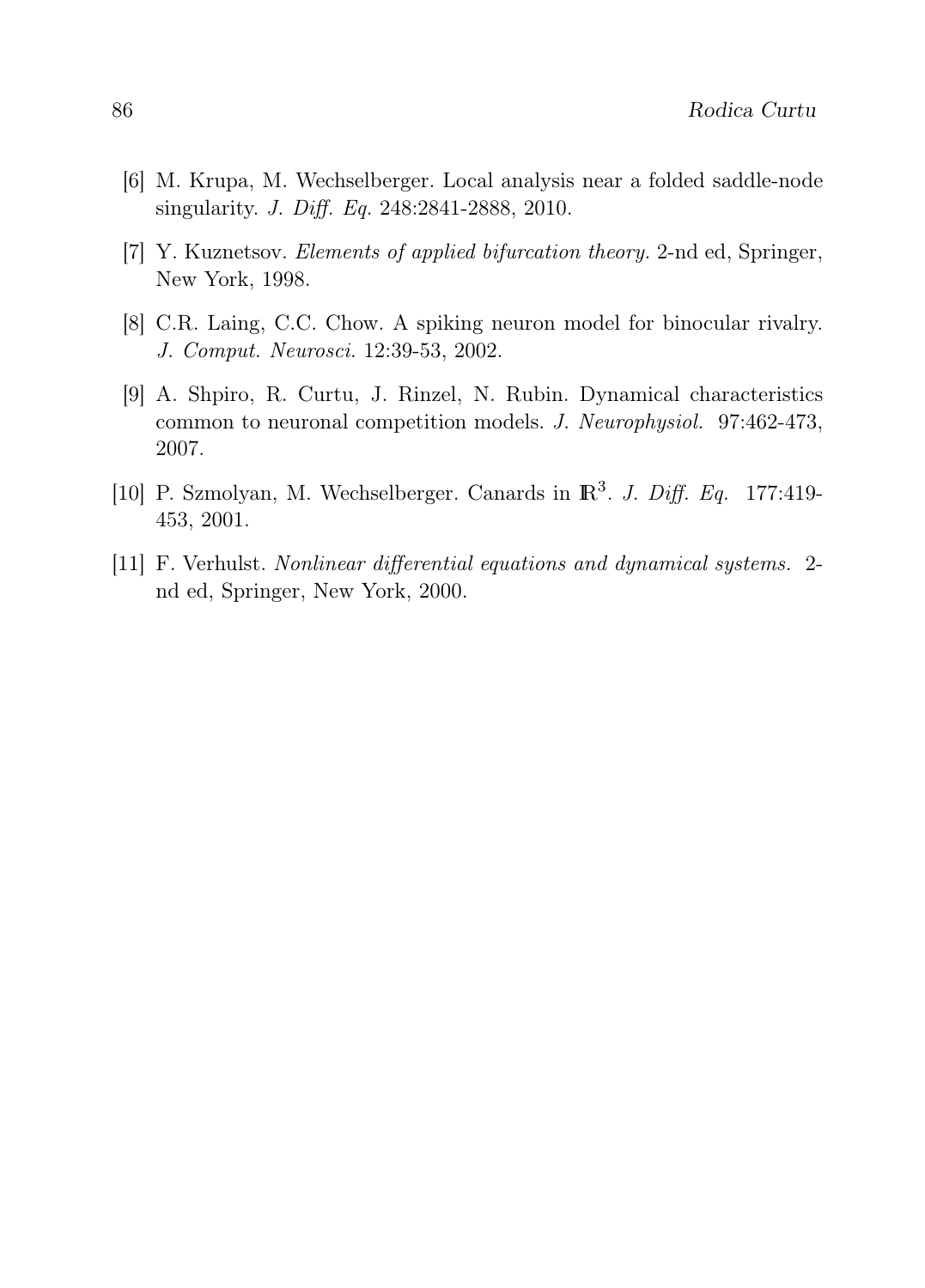[6] M. Krupa, M. Wechselberger. Local analysis near a folded saddle-node singularity. *J. Diff. Eq.* 248:2841-2888, 2010.

[7] Y. Kuznetsov. *Elements of applied bifurcation theory.* 2-nd ed, Springer, New York, 1998.

[8] C.R. Laing, C.C. Chow. A spiking neuron model for binocular rivalry. *J. Comput. Neurosci.* 12:39-53, 2002.

[9] A. Shpiro, R. Curtu, J. Rinzel, N. Rubin. Dynamical characteristics common to neuronal competition models. *J. Neurophysiol.* 97:462-473, 2007.

[10] P. Szmolyan, M. Wechselberger. Canards in $\mathbb{R}^3$. *J. Diff. Eq.* 177:419-453, 2001.

[11] F. Verhulst. *Nonlinear differential equations and dynamical systems.* 2-nd ed, Springer, New York, 2000.